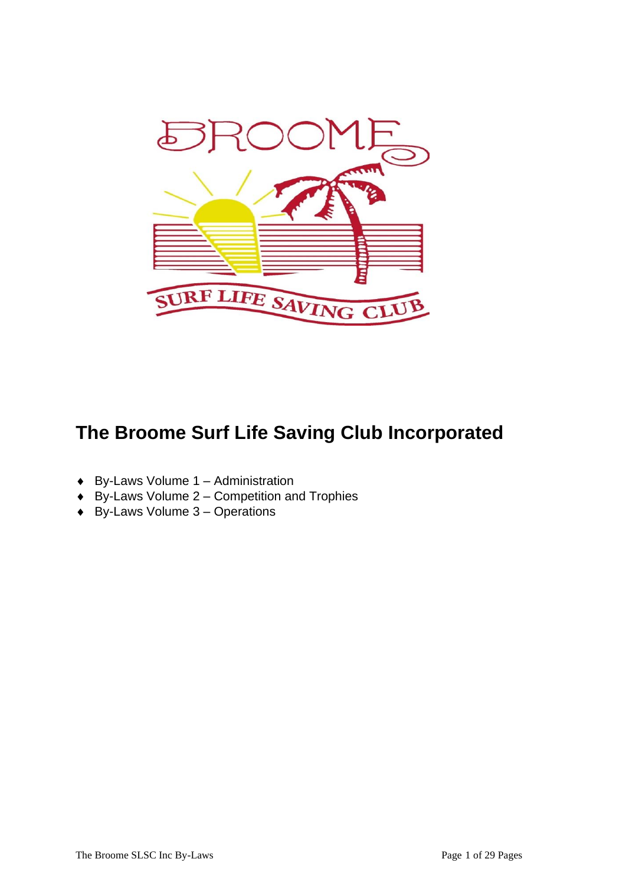# The Broome Surf Life Saving Club Incorporated

- By-Laws Volume 1 – Administration
- By-Laws Volume 2 – Competition and Trophies
- By-Laws Volume 3 – Operations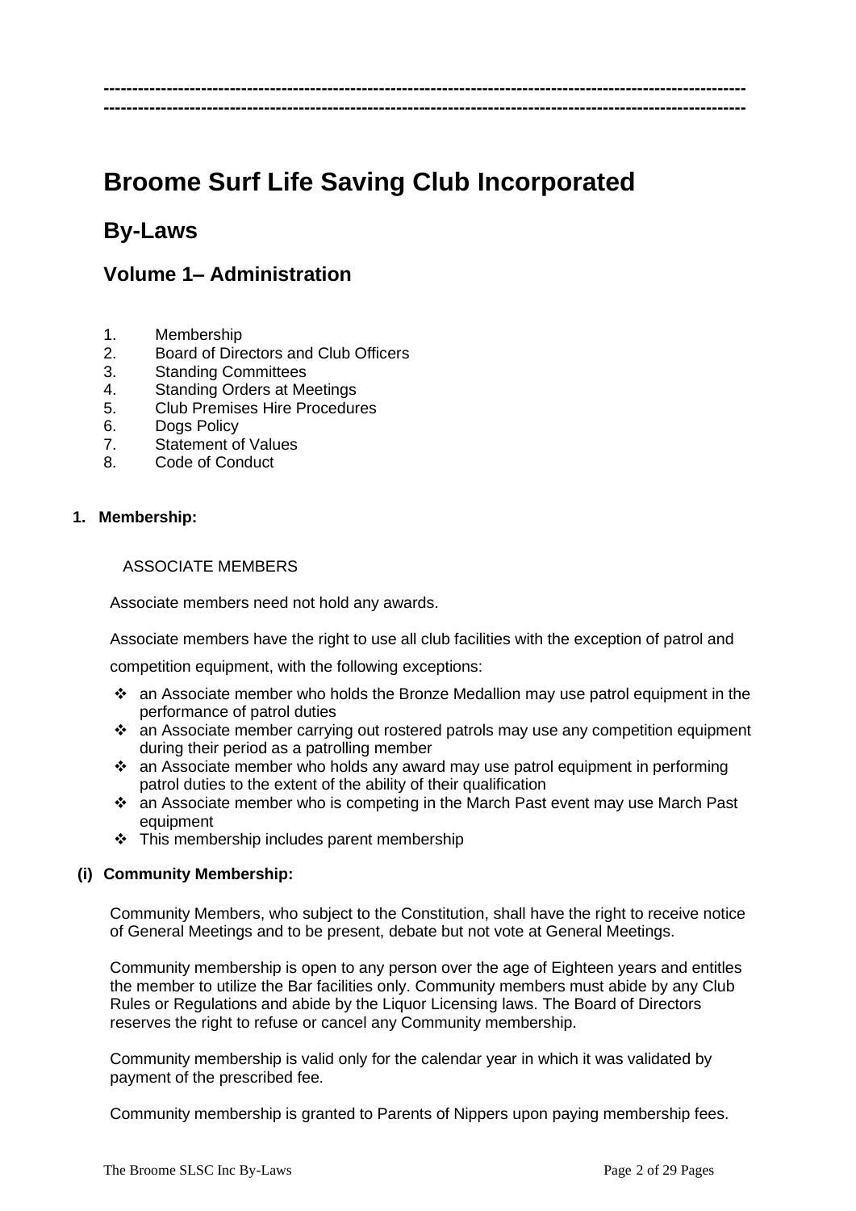# Broome Surf Life Saving Club Incorporated

## By-Laws

### Volume 1– Administration

1. Membership
2. Board of Directors and Club Officers
3. Standing Committees
4. Standing Orders at Meetings
5. Club Premises Hire Procedures
6. Dogs Policy
7. Statement of Values
8. Code of Conduct

**1. Membership:**

ASSOCIATE MEMBERS

Associate members need not hold any awards.

Associate members have the right to use all club facilities with the exception of patrol and competition equipment, with the following exceptions:

- an Associate member who holds the Bronze Medallion may use patrol equipment in the performance of patrol duties
- an Associate member carrying out rostered patrols may use any competition equipment during their period as a patrolling member
- an Associate member who holds any award may use patrol equipment in performing patrol duties to the extent of the ability of their qualification
- an Associate member who is competing in the March Past event may use March Past equipment
- This membership includes parent membership

**(i) Community Membership:**

Community Members, who subject to the Constitution, shall have the right to receive notice of General Meetings and to be present, debate but not vote at General Meetings.

Community membership is open to any person over the age of Eighteen years and entitles the member to utilize the Bar facilities only. Community members must abide by any Club Rules or Regulations and abide by the Liquor Licensing laws. The Board of Directors reserves the right to refuse or cancel any Community membership.

Community membership is valid only for the calendar year in which it was validated by payment of the prescribed fee.

Community membership is granted to Parents of Nippers upon paying membership fees.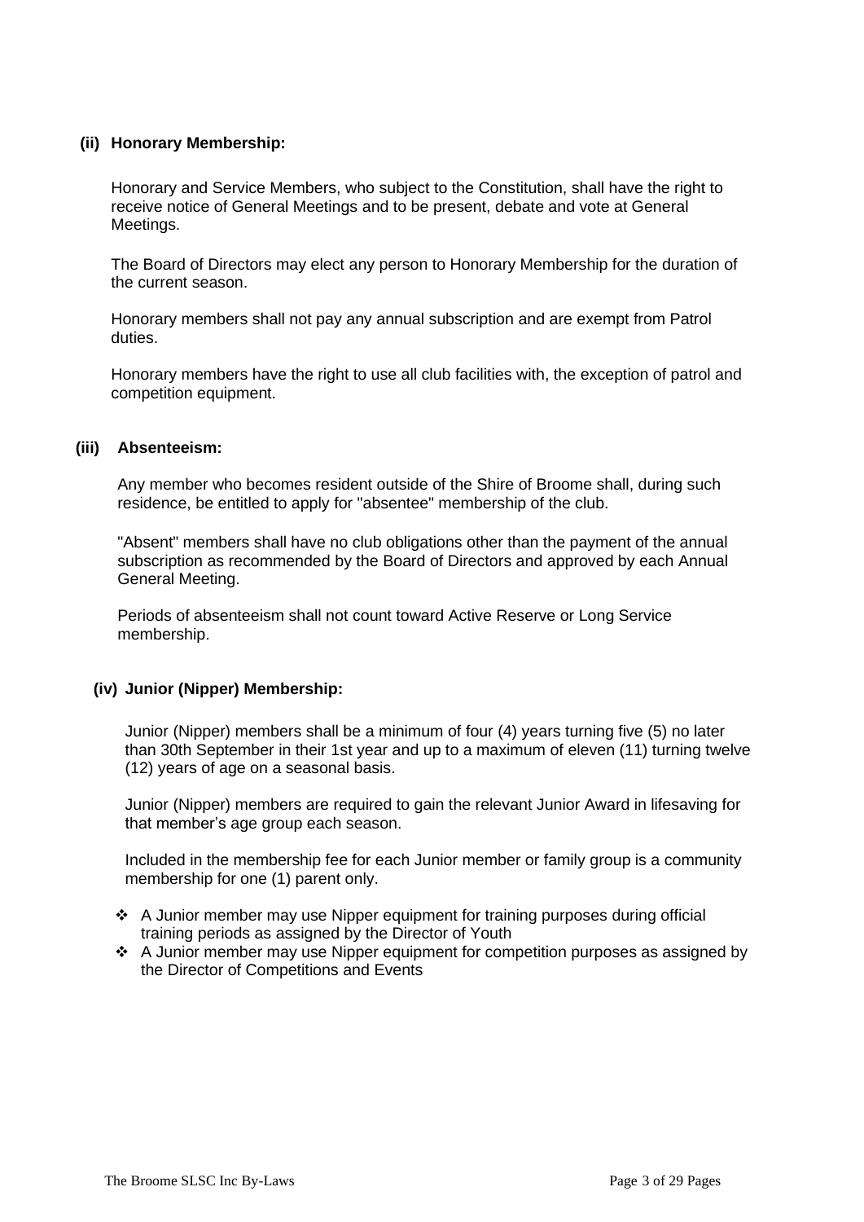**(ii) Honorary Membership:**

Honorary and Service Members, who subject to the Constitution, shall have the right to receive notice of General Meetings and to be present, debate and vote at General Meetings.

The Board of Directors may elect any person to Honorary Membership for the duration of the current season.

Honorary members shall not pay any annual subscription and are exempt from Patrol duties.

Honorary members have the right to use all club facilities with, the exception of patrol and competition equipment.

**(iii) Absenteeism:**

Any member who becomes resident outside of the Shire of Broome shall, during such residence, be entitled to apply for "absentee" membership of the club.

"Absent" members shall have no club obligations other than the payment of the annual subscription as recommended by the Board of Directors and approved by each Annual General Meeting.

Periods of absenteeism shall not count toward Active Reserve or Long Service membership.

**(iv) Junior (Nipper) Membership:**

Junior (Nipper) members shall be a minimum of four (4) years turning five (5) no later than 30th September in their 1st year and up to a maximum of eleven (11) turning twelve (12) years of age on a seasonal basis.

Junior (Nipper) members are required to gain the relevant Junior Award in lifesaving for that member's age group each season.

Included in the membership fee for each Junior member or family group is a community membership for one (1) parent only.

- ❖ A Junior member may use Nipper equipment for training purposes during official training periods as assigned by the Director of Youth
- ❖ A Junior member may use Nipper equipment for competition purposes as assigned by the Director of Competitions and Events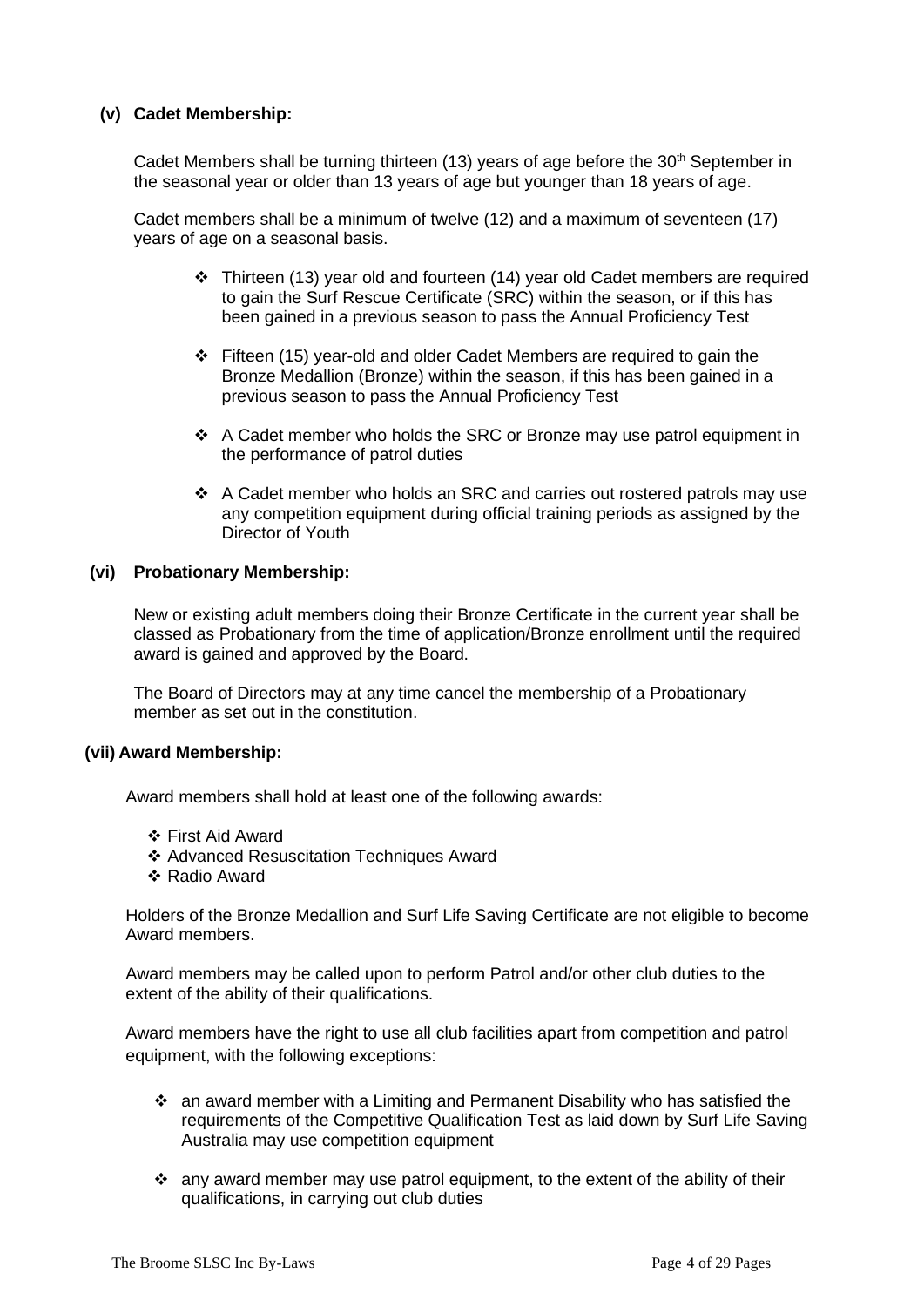**(v) Cadet Membership:**

Cadet Members shall be turning thirteen (13) years of age before the 30th September in the seasonal year or older than 13 years of age but younger than 18 years of age.

Cadet members shall be a minimum of twelve (12) and a maximum of seventeen (17) years of age on a seasonal basis.

- ❖ Thirteen (13) year old and fourteen (14) year old Cadet members are required to gain the Surf Rescue Certificate (SRC) within the season, or if this has been gained in a previous season to pass the Annual Proficiency Test
- ❖ Fifteen (15) year-old and older Cadet Members are required to gain the Bronze Medallion (Bronze) within the season, if this has been gained in a previous season to pass the Annual Proficiency Test
- ❖ A Cadet member who holds the SRC or Bronze may use patrol equipment in the performance of patrol duties
- ❖ A Cadet member who holds an SRC and carries out rostered patrols may use any competition equipment during official training periods as assigned by the Director of Youth

**(vi) Probationary Membership:**

New or existing adult members doing their Bronze Certificate in the current year shall be classed as Probationary from the time of application/Bronze enrollment until the required award is gained and approved by the Board.

The Board of Directors may at any time cancel the membership of a Probationary member as set out in the constitution.

**(vii) Award Membership:**

Award members shall hold at least one of the following awards:

- ❖ First Aid Award
- ❖ Advanced Resuscitation Techniques Award
- ❖ Radio Award

Holders of the Bronze Medallion and Surf Life Saving Certificate are not eligible to become Award members.

Award members may be called upon to perform Patrol and/or other club duties to the extent of the ability of their qualifications.

Award members have the right to use all club facilities apart from competition and patrol equipment, with the following exceptions:

- ❖ an award member with a Limiting and Permanent Disability who has satisfied the requirements of the Competitive Qualification Test as laid down by Surf Life Saving Australia may use competition equipment
- ❖ any award member may use patrol equipment, to the extent of the ability of their qualifications, in carrying out club duties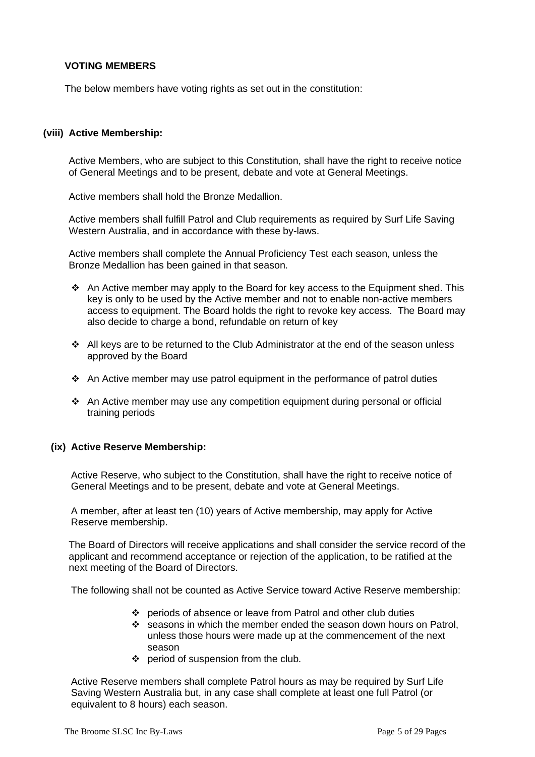**VOTING MEMBERS**

The below members have voting rights as set out in the constitution:

**(viii) Active Membership:**

Active Members, who are subject to this Constitution, shall have the right to receive notice of General Meetings and to be present, debate and vote at General Meetings.

Active members shall hold the Bronze Medallion.

Active members shall fulfill Patrol and Club requirements as required by Surf Life Saving Western Australia, and in accordance with these by-laws.

Active members shall complete the Annual Proficiency Test each season, unless the Bronze Medallion has been gained in that season.

- ❖ An Active member may apply to the Board for key access to the Equipment shed. This key is only to be used by the Active member and not to enable non-active members access to equipment. The Board holds the right to revoke key access. The Board may also decide to charge a bond, refundable on return of key
- ❖ All keys are to be returned to the Club Administrator at the end of the season unless approved by the Board
- ❖ An Active member may use patrol equipment in the performance of patrol duties
- ❖ An Active member may use any competition equipment during personal or official training periods

**(ix) Active Reserve Membership:**

Active Reserve, who subject to the Constitution, shall have the right to receive notice of General Meetings and to be present, debate and vote at General Meetings.

A member, after at least ten (10) years of Active membership, may apply for Active Reserve membership.

The Board of Directors will receive applications and shall consider the service record of the applicant and recommend acceptance or rejection of the application, to be ratified at the next meeting of the Board of Directors.

The following shall not be counted as Active Service toward Active Reserve membership:

- ❖ periods of absence or leave from Patrol and other club duties
- ❖ seasons in which the member ended the season down hours on Patrol, unless those hours were made up at the commencement of the next season
- ❖ period of suspension from the club.

Active Reserve members shall complete Patrol hours as may be required by Surf Life Saving Western Australia but, in any case shall complete at least one full Patrol (or equivalent to 8 hours) each season.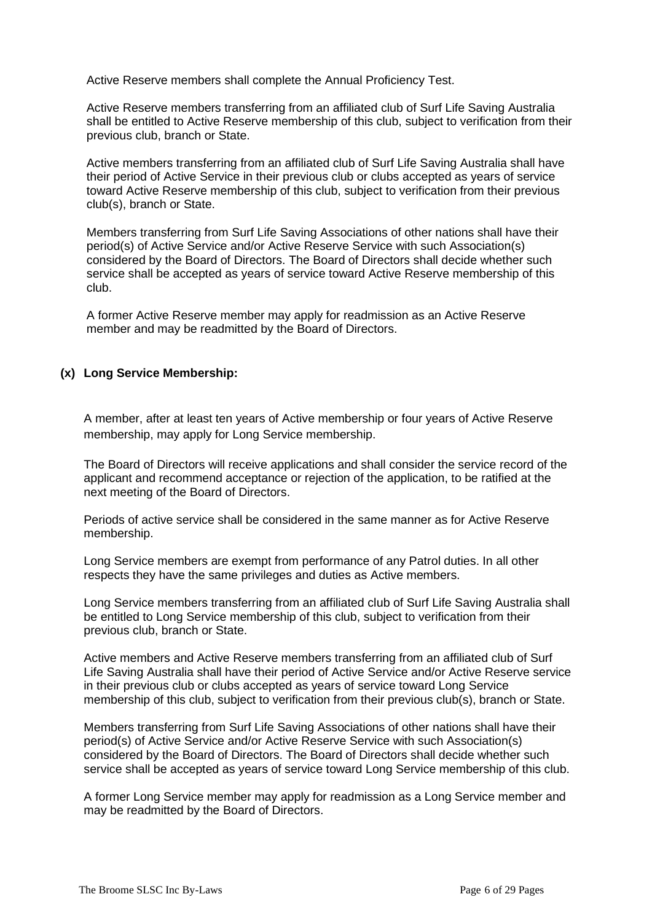Active Reserve members shall complete the Annual Proficiency Test.

Active Reserve members transferring from an affiliated club of Surf Life Saving Australia shall be entitled to Active Reserve membership of this club, subject to verification from their previous club, branch or State.

Active members transferring from an affiliated club of Surf Life Saving Australia shall have their period of Active Service in their previous club or clubs accepted as years of service toward Active Reserve membership of this club, subject to verification from their previous club(s), branch or State.

Members transferring from Surf Life Saving Associations of other nations shall have their period(s) of Active Service and/or Active Reserve Service with such Association(s) considered by the Board of Directors. The Board of Directors shall decide whether such service shall be accepted as years of service toward Active Reserve membership of this club.

A former Active Reserve member may apply for readmission as an Active Reserve member and may be readmitted by the Board of Directors.

**(x) Long Service Membership:**

A member, after at least ten years of Active membership or four years of Active Reserve membership, may apply for Long Service membership.

The Board of Directors will receive applications and shall consider the service record of the applicant and recommend acceptance or rejection of the application, to be ratified at the next meeting of the Board of Directors.

Periods of active service shall be considered in the same manner as for Active Reserve membership.

Long Service members are exempt from performance of any Patrol duties. In all other respects they have the same privileges and duties as Active members.

Long Service members transferring from an affiliated club of Surf Life Saving Australia shall be entitled to Long Service membership of this club, subject to verification from their previous club, branch or State.

Active members and Active Reserve members transferring from an affiliated club of Surf Life Saving Australia shall have their period of Active Service and/or Active Reserve service in their previous club or clubs accepted as years of service toward Long Service membership of this club, subject to verification from their previous club(s), branch or State.

Members transferring from Surf Life Saving Associations of other nations shall have their period(s) of Active Service and/or Active Reserve Service with such Association(s) considered by the Board of Directors. The Board of Directors shall decide whether such service shall be accepted as years of service toward Long Service membership of this club.

A former Long Service member may apply for readmission as a Long Service member and may be readmitted by the Board of Directors.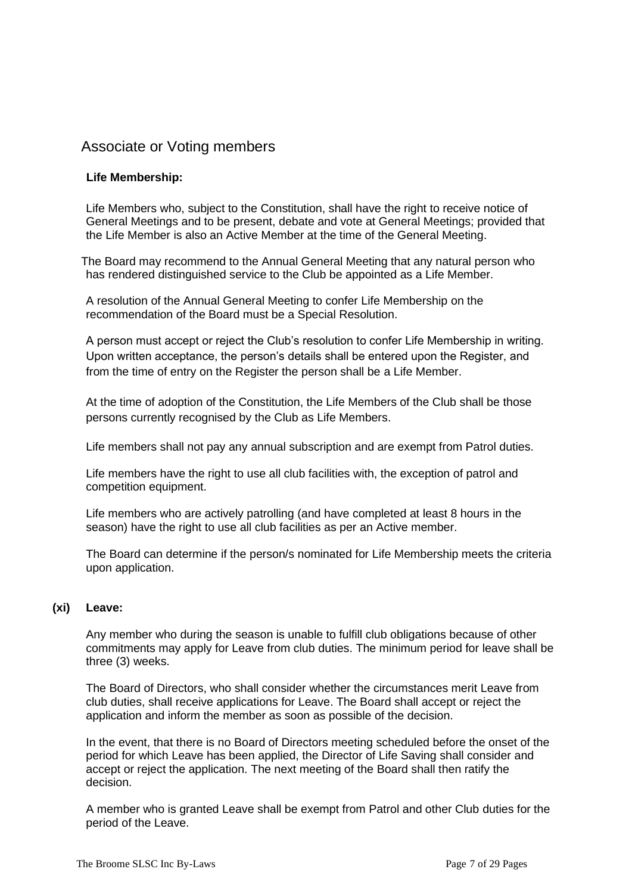## Associate or Voting members

**Life Membership:**

Life Members who, subject to the Constitution, shall have the right to receive notice of General Meetings and to be present, debate and vote at General Meetings; provided that the Life Member is also an Active Member at the time of the General Meeting.

The Board may recommend to the Annual General Meeting that any natural person who has rendered distinguished service to the Club be appointed as a Life Member.

A resolution of the Annual General Meeting to confer Life Membership on the recommendation of the Board must be a Special Resolution.

A person must accept or reject the Club's resolution to confer Life Membership in writing. Upon written acceptance, the person's details shall be entered upon the Register, and from the time of entry on the Register the person shall be a Life Member.

At the time of adoption of the Constitution, the Life Members of the Club shall be those persons currently recognised by the Club as Life Members.

Life members shall not pay any annual subscription and are exempt from Patrol duties.

Life members have the right to use all club facilities with, the exception of patrol and competition equipment.

Life members who are actively patrolling (and have completed at least 8 hours in the season) have the right to use all club facilities as per an Active member.

The Board can determine if the person/s nominated for Life Membership meets the criteria upon application.

**(xi) Leave:**

Any member who during the season is unable to fulfill club obligations because of other commitments may apply for Leave from club duties. The minimum period for leave shall be three (3) weeks.

The Board of Directors, who shall consider whether the circumstances merit Leave from club duties, shall receive applications for Leave. The Board shall accept or reject the application and inform the member as soon as possible of the decision.

In the event, that there is no Board of Directors meeting scheduled before the onset of the period for which Leave has been applied, the Director of Life Saving shall consider and accept or reject the application. The next meeting of the Board shall then ratify the decision.

A member who is granted Leave shall be exempt from Patrol and other Club duties for the period of the Leave.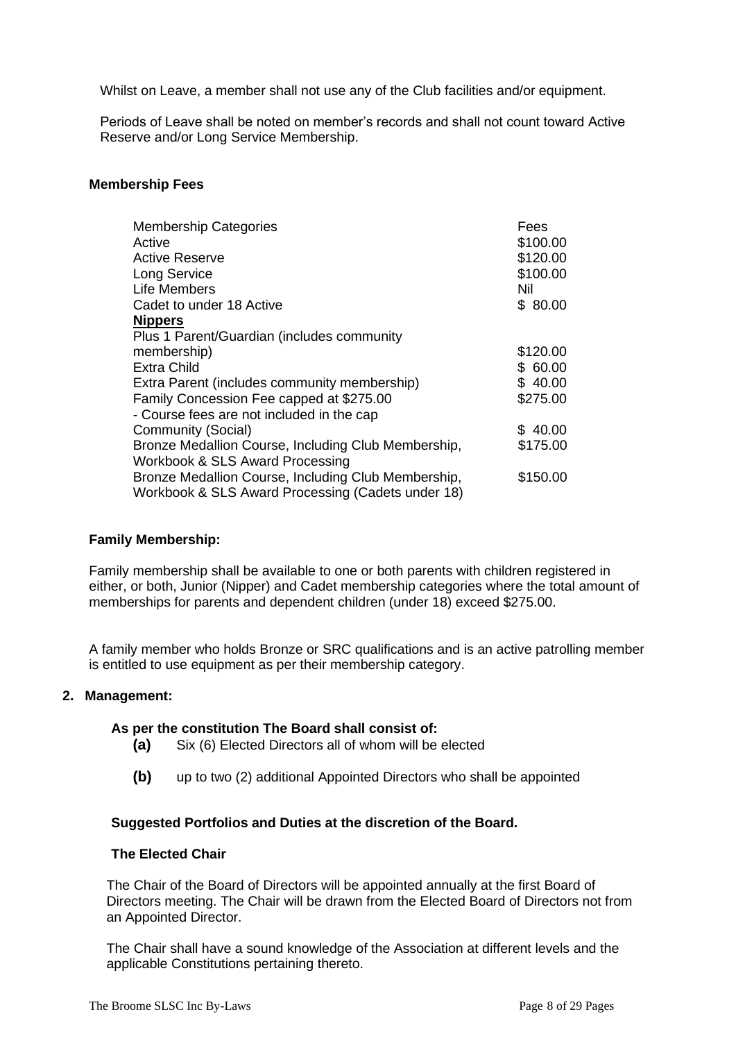Whilst on Leave, a member shall not use any of the Club facilities and/or equipment.

Periods of Leave shall be noted on member's records and shall not count toward Active Reserve and/or Long Service Membership.

**Membership Fees**

| Membership Categories | Fees |
|---|---|
| Active | $100.00 |
| Active Reserve | $120.00 |
| Long Service | $100.00 |
| Life Members | Nil |
| Cadet to under 18 Active | $ 80.00 |
| **Nippers** | |
| Plus 1 Parent/Guardian (includes community membership) | $120.00 |
| Extra Child | $ 60.00 |
| Extra Parent (includes community membership) | $ 40.00 |
| Family Concession Fee capped at $275.00 - Course fees are not included in the cap | $275.00 |
| Community (Social) | $ 40.00 |
| Bronze Medallion Course, Including Club Membership, Workbook & SLS Award Processing | $175.00 |
| Bronze Medallion Course, Including Club Membership, Workbook & SLS Award Processing (Cadets under 18) | $150.00 |

**Family Membership:**

Family membership shall be available to one or both parents with children registered in either, or both, Junior (Nipper) and Cadet membership categories where the total amount of memberships for parents and dependent children (under 18) exceed $275.00.

A family member who holds Bronze or SRC qualifications and is an active patrolling member is entitled to use equipment as per their membership category.

## 2. Management:

**As per the constitution The Board shall consist of:**

**(a)** Six (6) Elected Directors all of whom will be elected

**(b)** up to two (2) additional Appointed Directors who shall be appointed

**Suggested Portfolios and Duties at the discretion of the Board.**

**The Elected Chair**

The Chair of the Board of Directors will be appointed annually at the first Board of Directors meeting. The Chair will be drawn from the Elected Board of Directors not from an Appointed Director.

The Chair shall have a sound knowledge of the Association at different levels and the applicable Constitutions pertaining thereto.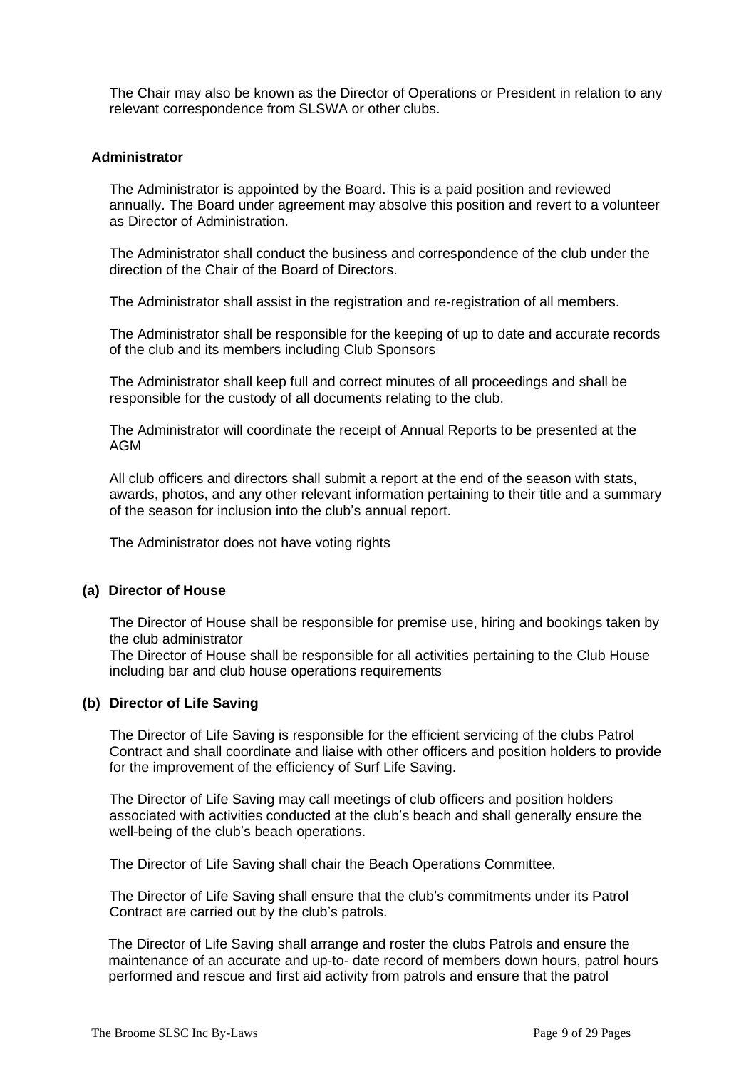The Chair may also be known as the Director of Operations or President in relation to any relevant correspondence from SLSWA or other clubs.

**Administrator**

The Administrator is appointed by the Board. This is a paid position and reviewed annually. The Board under agreement may absolve this position and revert to a volunteer as Director of Administration.

The Administrator shall conduct the business and correspondence of the club under the direction of the Chair of the Board of Directors.

The Administrator shall assist in the registration and re-registration of all members.

The Administrator shall be responsible for the keeping of up to date and accurate records of the club and its members including Club Sponsors

The Administrator shall keep full and correct minutes of all proceedings and shall be responsible for the custody of all documents relating to the club.

The Administrator will coordinate the receipt of Annual Reports to be presented at the AGM

All club officers and directors shall submit a report at the end of the season with stats, awards, photos, and any other relevant information pertaining to their title and a summary of the season for inclusion into the club's annual report.

The Administrator does not have voting rights

**(a) Director of House**

The Director of House shall be responsible for premise use, hiring and bookings taken by the club administrator
The Director of House shall be responsible for all activities pertaining to the Club House including bar and club house operations requirements

**(b) Director of Life Saving**

The Director of Life Saving is responsible for the efficient servicing of the clubs Patrol Contract and shall coordinate and liaise with other officers and position holders to provide for the improvement of the efficiency of Surf Life Saving.

The Director of Life Saving may call meetings of club officers and position holders associated with activities conducted at the club's beach and shall generally ensure the well-being of the club's beach operations.

The Director of Life Saving shall chair the Beach Operations Committee.

The Director of Life Saving shall ensure that the club's commitments under its Patrol Contract are carried out by the club's patrols.

The Director of Life Saving shall arrange and roster the clubs Patrols and ensure the maintenance of an accurate and up-to- date record of members down hours, patrol hours performed and rescue and first aid activity from patrols and ensure that the patrol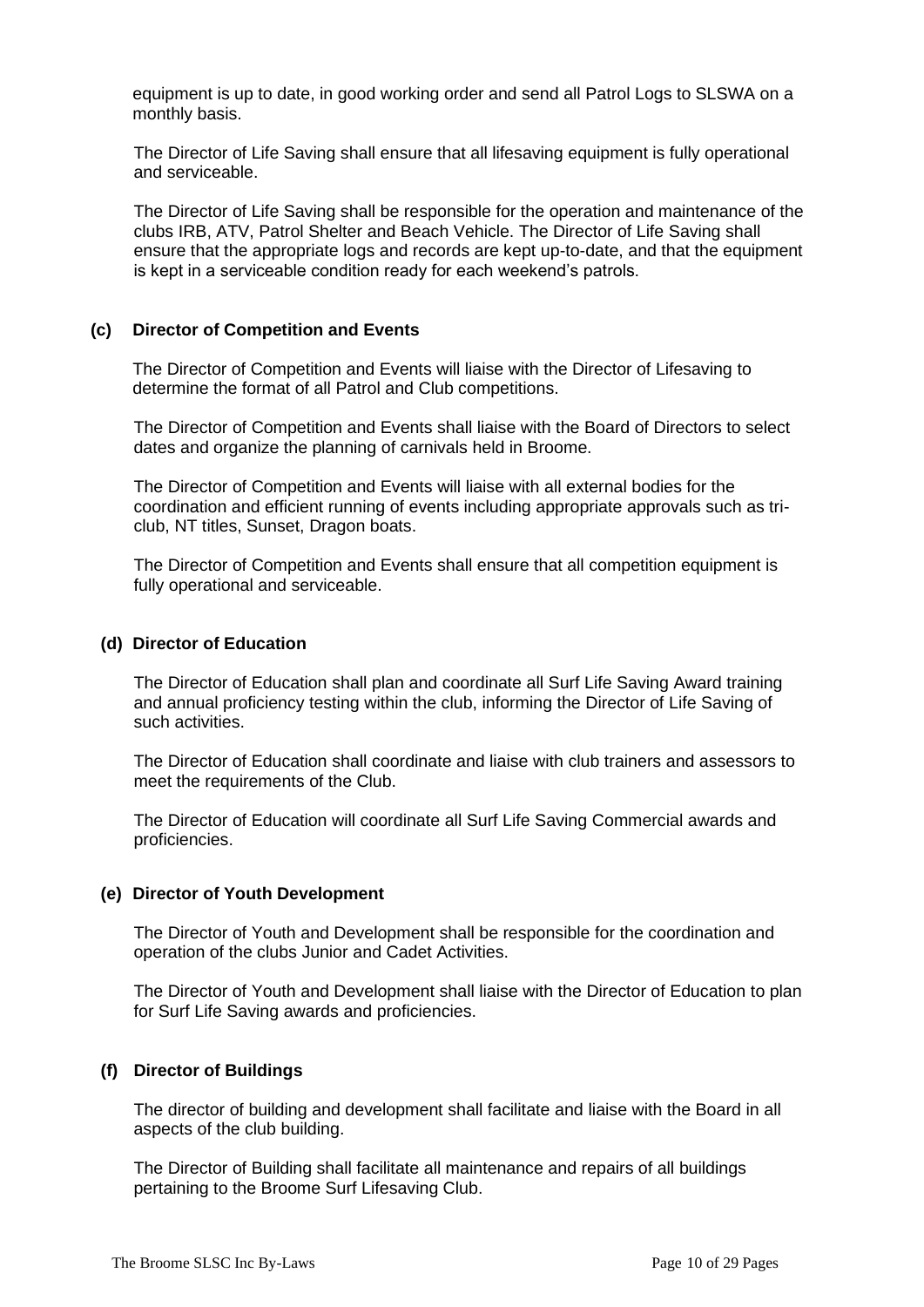equipment is up to date, in good working order and send all Patrol Logs to SLSWA on a monthly basis.

The Director of Life Saving shall ensure that all lifesaving equipment is fully operational and serviceable.

The Director of Life Saving shall be responsible for the operation and maintenance of the clubs IRB, ATV, Patrol Shelter and Beach Vehicle. The Director of Life Saving shall ensure that the appropriate logs and records are kept up-to-date, and that the equipment is kept in a serviceable condition ready for each weekend's patrols.

**(c) Director of Competition and Events**

The Director of Competition and Events will liaise with the Director of Lifesaving to determine the format of all Patrol and Club competitions.

The Director of Competition and Events shall liaise with the Board of Directors to select dates and organize the planning of carnivals held in Broome.

The Director of Competition and Events will liaise with all external bodies for the coordination and efficient running of events including appropriate approvals such as tri-club, NT titles, Sunset, Dragon boats.

The Director of Competition and Events shall ensure that all competition equipment is fully operational and serviceable.

**(d) Director of Education**

The Director of Education shall plan and coordinate all Surf Life Saving Award training and annual proficiency testing within the club, informing the Director of Life Saving of such activities.

The Director of Education shall coordinate and liaise with club trainers and assessors to meet the requirements of the Club.

The Director of Education will coordinate all Surf Life Saving Commercial awards and proficiencies.

**(e) Director of Youth Development**

The Director of Youth and Development shall be responsible for the coordination and operation of the clubs Junior and Cadet Activities.

The Director of Youth and Development shall liaise with the Director of Education to plan for Surf Life Saving awards and proficiencies.

**(f) Director of Buildings**

The director of building and development shall facilitate and liaise with the Board in all aspects of the club building.

The Director of Building shall facilitate all maintenance and repairs of all buildings pertaining to the Broome Surf Lifesaving Club.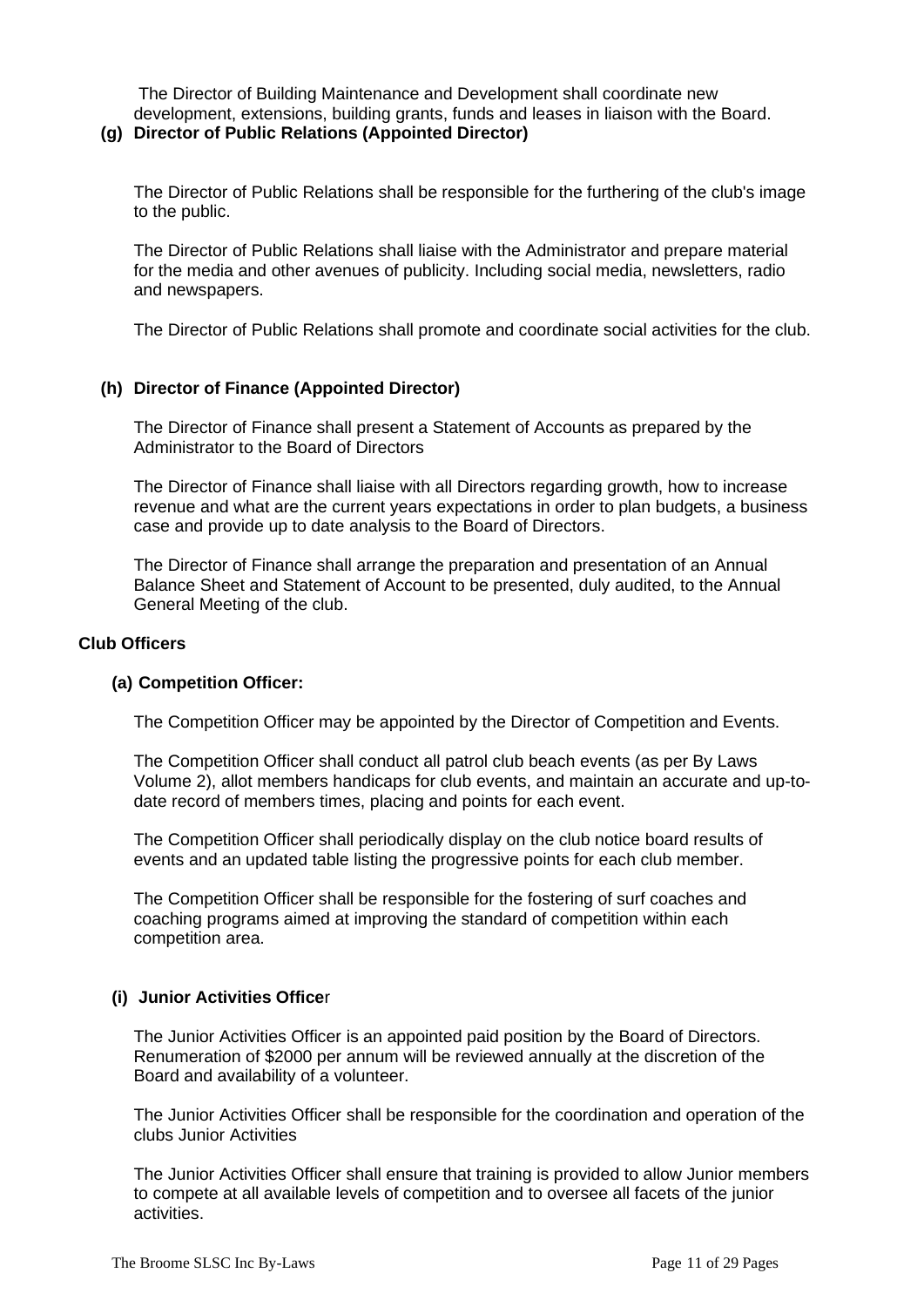The Director of Building Maintenance and Development shall coordinate new development, extensions, building grants, funds and leases in liaison with the Board.

**(g) Director of Public Relations (Appointed Director)**

The Director of Public Relations shall be responsible for the furthering of the club's image to the public.

The Director of Public Relations shall liaise with the Administrator and prepare material for the media and other avenues of publicity. Including social media, newsletters, radio and newspapers.

The Director of Public Relations shall promote and coordinate social activities for the club.

**(h) Director of Finance (Appointed Director)**

The Director of Finance shall present a Statement of Accounts as prepared by the Administrator to the Board of Directors

The Director of Finance shall liaise with all Directors regarding growth, how to increase revenue and what are the current years expectations in order to plan budgets, a business case and provide up to date analysis to the Board of Directors.

The Director of Finance shall arrange the preparation and presentation of an Annual Balance Sheet and Statement of Account to be presented, duly audited, to the Annual General Meeting of the club.

**Club Officers**

**(a) Competition Officer:**

The Competition Officer may be appointed by the Director of Competition and Events.

The Competition Officer shall conduct all patrol club beach events (as per By Laws Volume 2), allot members handicaps for club events, and maintain an accurate and up-to-date record of members times, placing and points for each event.

The Competition Officer shall periodically display on the club notice board results of events and an updated table listing the progressive points for each club member.

The Competition Officer shall be responsible for the fostering of surf coaches and coaching programs aimed at improving the standard of competition within each competition area.

**(i) Junior Activities Officer**

The Junior Activities Officer is an appointed paid position by the Board of Directors. Renumeration of $2000 per annum will be reviewed annually at the discretion of the Board and availability of a volunteer.

The Junior Activities Officer shall be responsible for the coordination and operation of the clubs Junior Activities

The Junior Activities Officer shall ensure that training is provided to allow Junior members to compete at all available levels of competition and to oversee all facets of the junior activities.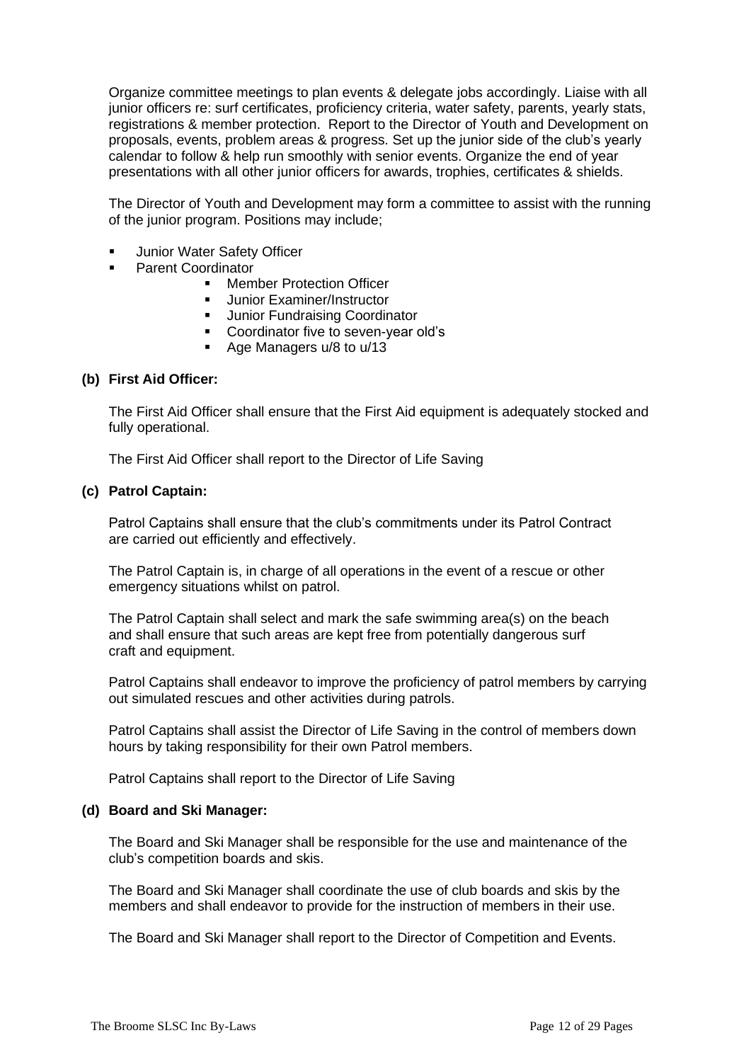Organize committee meetings to plan events & delegate jobs accordingly. Liaise with all junior officers re: surf certificates, proficiency criteria, water safety, parents, yearly stats, registrations & member protection. Report to the Director of Youth and Development on proposals, events, problem areas & progress. Set up the junior side of the club's yearly calendar to follow & help run smoothly with senior events. Organize the end of year presentations with all other junior officers for awards, trophies, certificates & shields.

The Director of Youth and Development may form a committee to assist with the running of the junior program. Positions may include;

- Junior Water Safety Officer
- Parent Coordinator
    - Member Protection Officer
    - Junior Examiner/Instructor
    - Junior Fundraising Coordinator
    - Coordinator five to seven-year old's
    - Age Managers u/8 to u/13

**(b) First Aid Officer:**

The First Aid Officer shall ensure that the First Aid equipment is adequately stocked and fully operational.

The First Aid Officer shall report to the Director of Life Saving

**(c) Patrol Captain:**

Patrol Captains shall ensure that the club's commitments under its Patrol Contract are carried out efficiently and effectively.

The Patrol Captain is, in charge of all operations in the event of a rescue or other emergency situations whilst on patrol.

The Patrol Captain shall select and mark the safe swimming area(s) on the beach and shall ensure that such areas are kept free from potentially dangerous surf craft and equipment.

Patrol Captains shall endeavor to improve the proficiency of patrol members by carrying out simulated rescues and other activities during patrols.

Patrol Captains shall assist the Director of Life Saving in the control of members down hours by taking responsibility for their own Patrol members.

Patrol Captains shall report to the Director of Life Saving

**(d) Board and Ski Manager:**

The Board and Ski Manager shall be responsible for the use and maintenance of the club's competition boards and skis.

The Board and Ski Manager shall coordinate the use of club boards and skis by the members and shall endeavor to provide for the instruction of members in their use.

The Board and Ski Manager shall report to the Director of Competition and Events.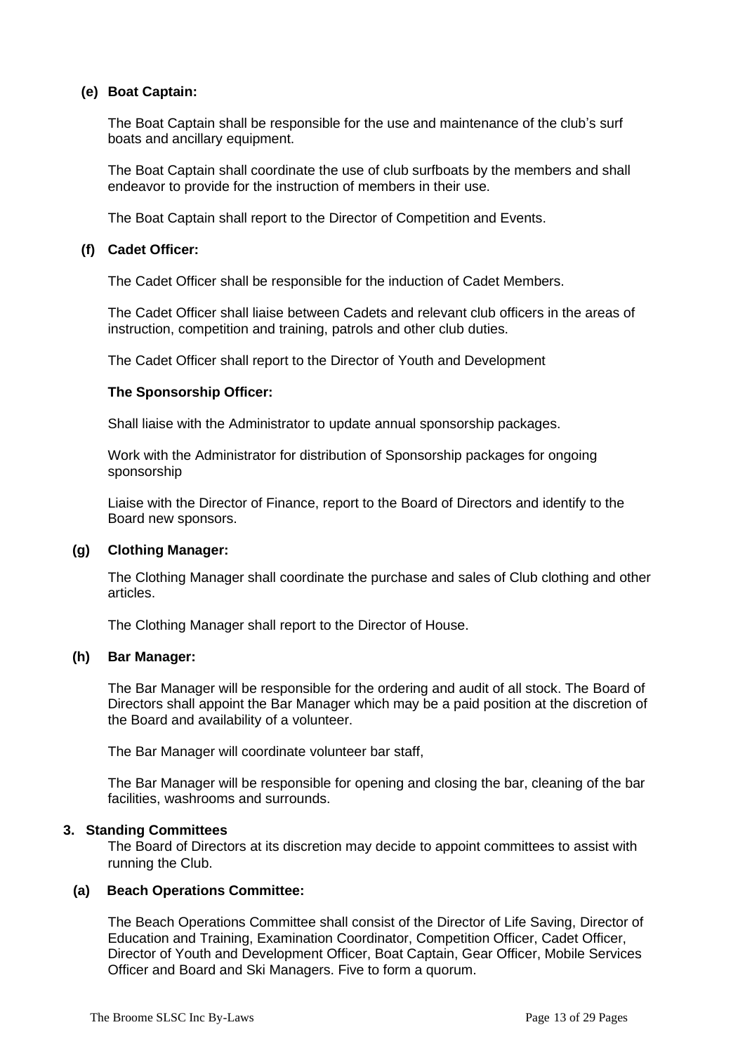**(e) Boat Captain:**

The Boat Captain shall be responsible for the use and maintenance of the club's surf boats and ancillary equipment.

The Boat Captain shall coordinate the use of club surfboats by the members and shall endeavor to provide for the instruction of members in their use.

The Boat Captain shall report to the Director of Competition and Events.

**(f) Cadet Officer:**

The Cadet Officer shall be responsible for the induction of Cadet Members.

The Cadet Officer shall liaise between Cadets and relevant club officers in the areas of instruction, competition and training, patrols and other club duties.

The Cadet Officer shall report to the Director of Youth and Development

**The Sponsorship Officer:**

Shall liaise with the Administrator to update annual sponsorship packages.

Work with the Administrator for distribution of Sponsorship packages for ongoing sponsorship

Liaise with the Director of Finance, report to the Board of Directors and identify to the Board new sponsors.

**(g) Clothing Manager:**

The Clothing Manager shall coordinate the purchase and sales of Club clothing and other articles.

The Clothing Manager shall report to the Director of House.

**(h) Bar Manager:**

The Bar Manager will be responsible for the ordering and audit of all stock. The Board of Directors shall appoint the Bar Manager which may be a paid position at the discretion of the Board and availability of a volunteer.

The Bar Manager will coordinate volunteer bar staff,

The Bar Manager will be responsible for opening and closing the bar, cleaning of the bar facilities, washrooms and surrounds.

**3. Standing Committees**

The Board of Directors at its discretion may decide to appoint committees to assist with running the Club.

**(a) Beach Operations Committee:**

The Beach Operations Committee shall consist of the Director of Life Saving, Director of Education and Training, Examination Coordinator, Competition Officer, Cadet Officer, Director of Youth and Development Officer, Boat Captain, Gear Officer, Mobile Services Officer and Board and Ski Managers. Five to form a quorum.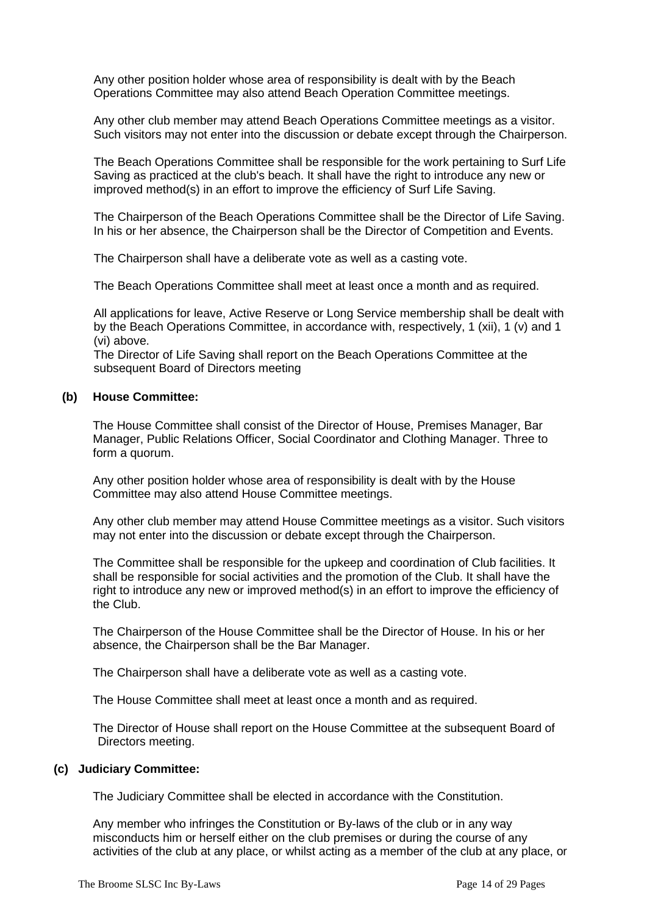Any other position holder whose area of responsibility is dealt with by the Beach Operations Committee may also attend Beach Operation Committee meetings.

Any other club member may attend Beach Operations Committee meetings as a visitor. Such visitors may not enter into the discussion or debate except through the Chairperson.

The Beach Operations Committee shall be responsible for the work pertaining to Surf Life Saving as practiced at the club's beach. It shall have the right to introduce any new or improved method(s) in an effort to improve the efficiency of Surf Life Saving.

The Chairperson of the Beach Operations Committee shall be the Director of Life Saving. In his or her absence, the Chairperson shall be the Director of Competition and Events.

The Chairperson shall have a deliberate vote as well as a casting vote.

The Beach Operations Committee shall meet at least once a month and as required.

All applications for leave, Active Reserve or Long Service membership shall be dealt with by the Beach Operations Committee, in accordance with, respectively, 1 (xii), 1 (v) and 1 (vi) above.
The Director of Life Saving shall report on the Beach Operations Committee at the subsequent Board of Directors meeting

**(b) House Committee:**

The House Committee shall consist of the Director of House, Premises Manager, Bar Manager, Public Relations Officer, Social Coordinator and Clothing Manager. Three to form a quorum.

Any other position holder whose area of responsibility is dealt with by the House Committee may also attend House Committee meetings.

Any other club member may attend House Committee meetings as a visitor. Such visitors may not enter into the discussion or debate except through the Chairperson.

The Committee shall be responsible for the upkeep and coordination of Club facilities. It shall be responsible for social activities and the promotion of the Club. It shall have the right to introduce any new or improved method(s) in an effort to improve the efficiency of the Club.

The Chairperson of the House Committee shall be the Director of House. In his or her absence, the Chairperson shall be the Bar Manager.

The Chairperson shall have a deliberate vote as well as a casting vote.

The House Committee shall meet at least once a month and as required.

The Director of House shall report on the House Committee at the subsequent Board of Directors meeting.

**(c) Judiciary Committee:**

The Judiciary Committee shall be elected in accordance with the Constitution.

Any member who infringes the Constitution or By-laws of the club or in any way misconducts him or herself either on the club premises or during the course of any activities of the club at any place, or whilst acting as a member of the club at any place, or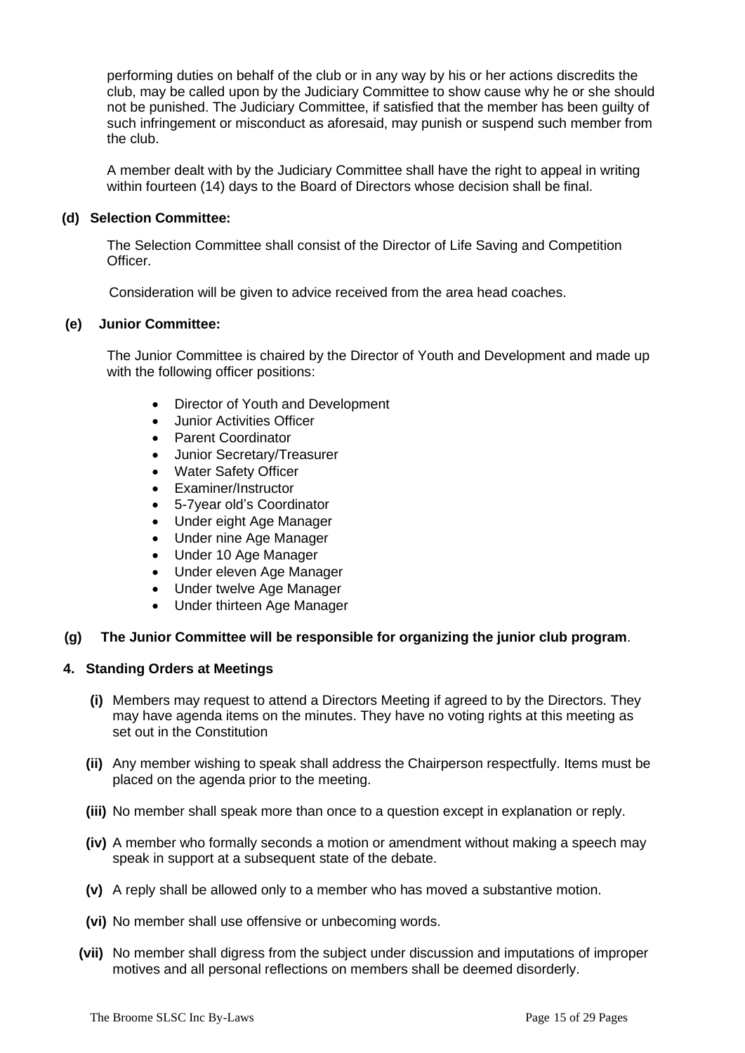performing duties on behalf of the club or in any way by his or her actions discredits the club, may be called upon by the Judiciary Committee to show cause why he or she should not be punished. The Judiciary Committee, if satisfied that the member has been guilty of such infringement or misconduct as aforesaid, may punish or suspend such member from the club.

A member dealt with by the Judiciary Committee shall have the right to appeal in writing within fourteen (14) days to the Board of Directors whose decision shall be final.

**(d) Selection Committee:**

The Selection Committee shall consist of the Director of Life Saving and Competition Officer.

Consideration will be given to advice received from the area head coaches.

**(e) Junior Committee:**

The Junior Committee is chaired by the Director of Youth and Development and made up with the following officer positions:

- Director of Youth and Development
- Junior Activities Officer
- Parent Coordinator
- Junior Secretary/Treasurer
- Water Safety Officer
- Examiner/Instructor
- 5-7year old's Coordinator
- Under eight Age Manager
- Under nine Age Manager
- Under 10 Age Manager
- Under eleven Age Manager
- Under twelve Age Manager
- Under thirteen Age Manager

**(g) The Junior Committee will be responsible for organizing the junior club program**.

## 4. Standing Orders at Meetings

**(i)** Members may request to attend a Directors Meeting if agreed to by the Directors. They may have agenda items on the minutes. They have no voting rights at this meeting as set out in the Constitution

**(ii)** Any member wishing to speak shall address the Chairperson respectfully. Items must be placed on the agenda prior to the meeting.

**(iii)** No member shall speak more than once to a question except in explanation or reply.

**(iv)** A member who formally seconds a motion or amendment without making a speech may speak in support at a subsequent state of the debate.

**(v)** A reply shall be allowed only to a member who has moved a substantive motion.

**(vi)** No member shall use offensive or unbecoming words.

**(vii)** No member shall digress from the subject under discussion and imputations of improper motives and all personal reflections on members shall be deemed disorderly.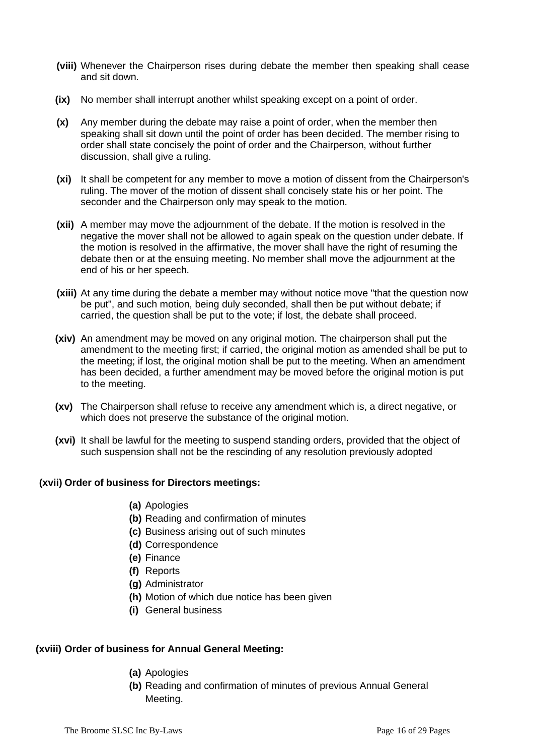**(viii)** Whenever the Chairperson rises during debate the member then speaking shall cease and sit down.

**(ix)** No member shall interrupt another whilst speaking except on a point of order.

**(x)** Any member during the debate may raise a point of order, when the member then speaking shall sit down until the point of order has been decided. The member rising to order shall state concisely the point of order and the Chairperson, without further discussion, shall give a ruling.

**(xi)** It shall be competent for any member to move a motion of dissent from the Chairperson's ruling. The mover of the motion of dissent shall concisely state his or her point. The seconder and the Chairperson only may speak to the motion.

**(xii)** A member may move the adjournment of the debate. If the motion is resolved in the negative the mover shall not be allowed to again speak on the question under debate. If the motion is resolved in the affirmative, the mover shall have the right of resuming the debate then or at the ensuing meeting. No member shall move the adjournment at the end of his or her speech.

**(xiii)** At any time during the debate a member may without notice move "that the question now be put", and such motion, being duly seconded, shall then be put without debate; if carried, the question shall be put to the vote; if lost, the debate shall proceed.

**(xiv)** An amendment may be moved on any original motion. The chairperson shall put the amendment to the meeting first; if carried, the original motion as amended shall be put to the meeting; if lost, the original motion shall be put to the meeting. When an amendment has been decided, a further amendment may be moved before the original motion is put to the meeting.

**(xv)** The Chairperson shall refuse to receive any amendment which is, a direct negative, or which does not preserve the substance of the original motion.

**(xvi)** It shall be lawful for the meeting to suspend standing orders, provided that the object of such suspension shall not be the rescinding of any resolution previously adopted

**(xvii) Order of business for Directors meetings:**

- **(a)** Apologies
- **(b)** Reading and confirmation of minutes
- **(c)** Business arising out of such minutes
- **(d)** Correspondence
- **(e)** Finance
- **(f)** Reports
- **(g)** Administrator
- **(h)** Motion of which due notice has been given
- **(i)** General business

**(xviii) Order of business for Annual General Meeting:**

- **(a)** Apologies
- **(b)** Reading and confirmation of minutes of previous Annual General Meeting.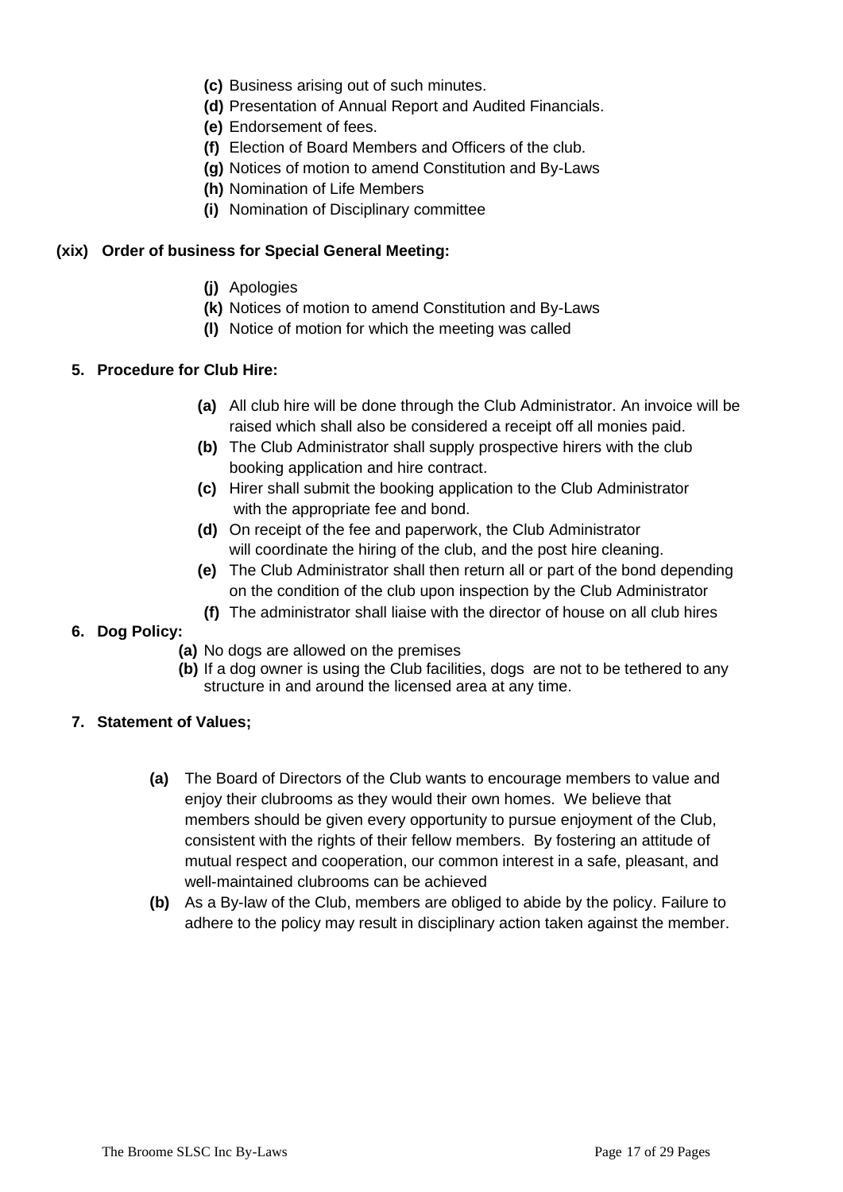- **(c)** Business arising out of such minutes.
- **(d)** Presentation of Annual Report and Audited Financials.
- **(e)** Endorsement of fees.
- **(f)** Election of Board Members and Officers of the club.
- **(g)** Notices of motion to amend Constitution and By-Laws
- **(h)** Nomination of Life Members
- **(i)** Nomination of Disciplinary committee

**(xix) Order of business for Special General Meeting:**

- **(j)** Apologies
- **(k)** Notices of motion to amend Constitution and By-Laws
- **(l)** Notice of motion for which the meeting was called

**5. Procedure for Club Hire:**

- **(a)** All club hire will be done through the Club Administrator. An invoice will be raised which shall also be considered a receipt off all monies paid.
- **(b)** The Club Administrator shall supply prospective hirers with the club booking application and hire contract.
- **(c)** Hirer shall submit the booking application to the Club Administrator with the appropriate fee and bond.
- **(d)** On receipt of the fee and paperwork, the Club Administrator will coordinate the hiring of the club, and the post hire cleaning.
- **(e)** The Club Administrator shall then return all or part of the bond depending on the condition of the club upon inspection by the Club Administrator
- **(f)** The administrator shall liaise with the director of house on all club hires

**6. Dog Policy:**

- **(a)** No dogs are allowed on the premises
- **(b)** If a dog owner is using the Club facilities, dogs are not to be tethered to any structure in and around the licensed area at any time.

**7. Statement of Values;**

- **(a)** The Board of Directors of the Club wants to encourage members to value and enjoy their clubrooms as they would their own homes. We believe that members should be given every opportunity to pursue enjoyment of the Club, consistent with the rights of their fellow members. By fostering an attitude of mutual respect and cooperation, our common interest in a safe, pleasant, and well-maintained clubrooms can be achieved
- **(b)** As a By-law of the Club, members are obliged to abide by the policy. Failure to adhere to the policy may result in disciplinary action taken against the member.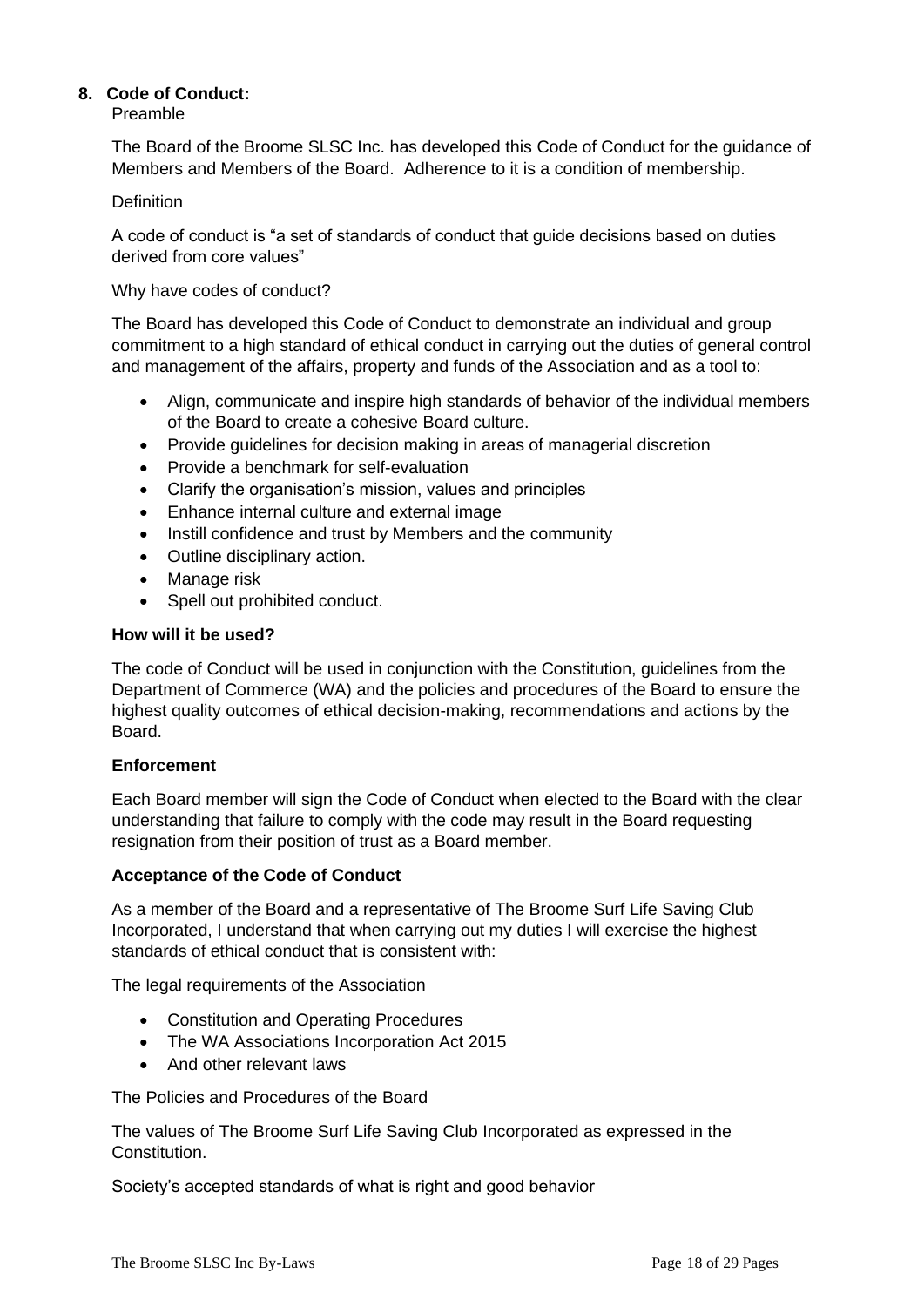## 8. Code of Conduct:

Preamble

The Board of the Broome SLSC Inc. has developed this Code of Conduct for the guidance of Members and Members of the Board. Adherence to it is a condition of membership.

Definition

A code of conduct is "a set of standards of conduct that guide decisions based on duties derived from core values"

Why have codes of conduct?

The Board has developed this Code of Conduct to demonstrate an individual and group commitment to a high standard of ethical conduct in carrying out the duties of general control and management of the affairs, property and funds of the Association and as a tool to:

- Align, communicate and inspire high standards of behavior of the individual members of the Board to create a cohesive Board culture.
- Provide guidelines for decision making in areas of managerial discretion
- Provide a benchmark for self-evaluation
- Clarify the organisation's mission, values and principles
- Enhance internal culture and external image
- Instill confidence and trust by Members and the community
- Outline disciplinary action.
- Manage risk
- Spell out prohibited conduct.

**How will it be used?**

The code of Conduct will be used in conjunction with the Constitution, guidelines from the Department of Commerce (WA) and the policies and procedures of the Board to ensure the highest quality outcomes of ethical decision-making, recommendations and actions by the Board.

**Enforcement**

Each Board member will sign the Code of Conduct when elected to the Board with the clear understanding that failure to comply with the code may result in the Board requesting resignation from their position of trust as a Board member.

**Acceptance of the Code of Conduct**

As a member of the Board and a representative of The Broome Surf Life Saving Club Incorporated, I understand that when carrying out my duties I will exercise the highest standards of ethical conduct that is consistent with:

The legal requirements of the Association

- Constitution and Operating Procedures
- The WA Associations Incorporation Act 2015
- And other relevant laws

The Policies and Procedures of the Board

The values of The Broome Surf Life Saving Club Incorporated as expressed in the Constitution.

Society's accepted standards of what is right and good behavior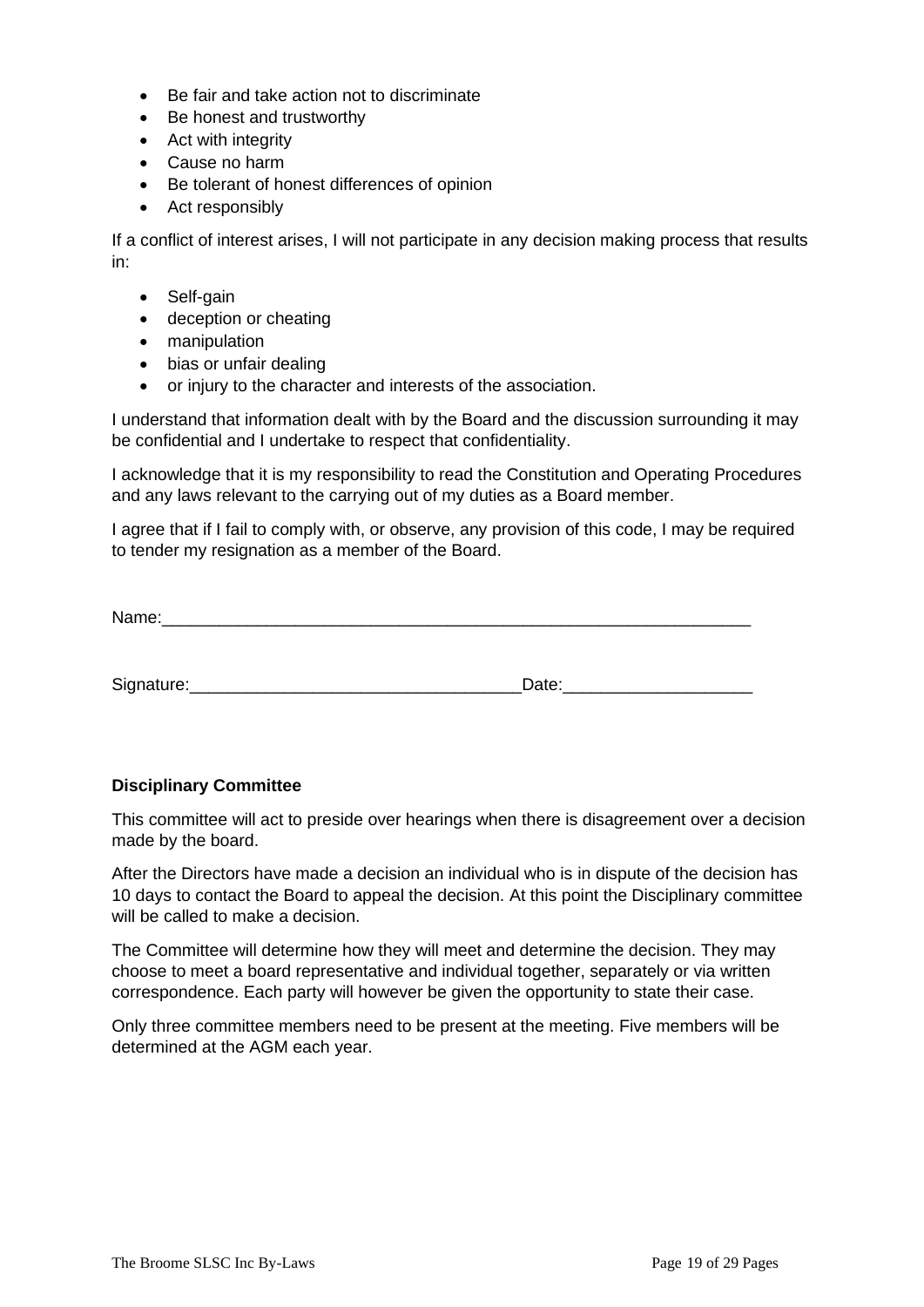- Be fair and take action not to discriminate
- Be honest and trustworthy
- Act with integrity
- Cause no harm
- Be tolerant of honest differences of opinion
- Act responsibly

If a conflict of interest arises, I will not participate in any decision making process that results in:

- Self-gain
- deception or cheating
- manipulation
- bias or unfair dealing
- or injury to the character and interests of the association.

I understand that information dealt with by the Board and the discussion surrounding it may be confidential and I undertake to respect that confidentiality.

I acknowledge that it is my responsibility to read the Constitution and Operating Procedures and any laws relevant to the carrying out of my duties as a Board member.

I agree that if I fail to comply with, or observe, any provision of this code, I may be required to tender my resignation as a member of the Board.

Name:_________________________________________________________________

Signature:___________________________________Date:____________________

**Disciplinary Committee**

This committee will act to preside over hearings when there is disagreement over a decision made by the board.

After the Directors have made a decision an individual who is in dispute of the decision has 10 days to contact the Board to appeal the decision. At this point the Disciplinary committee will be called to make a decision.

The Committee will determine how they will meet and determine the decision. They may choose to meet a board representative and individual together, separately or via written correspondence. Each party will however be given the opportunity to state their case.

Only three committee members need to be present at the meeting. Five members will be determined at the AGM each year.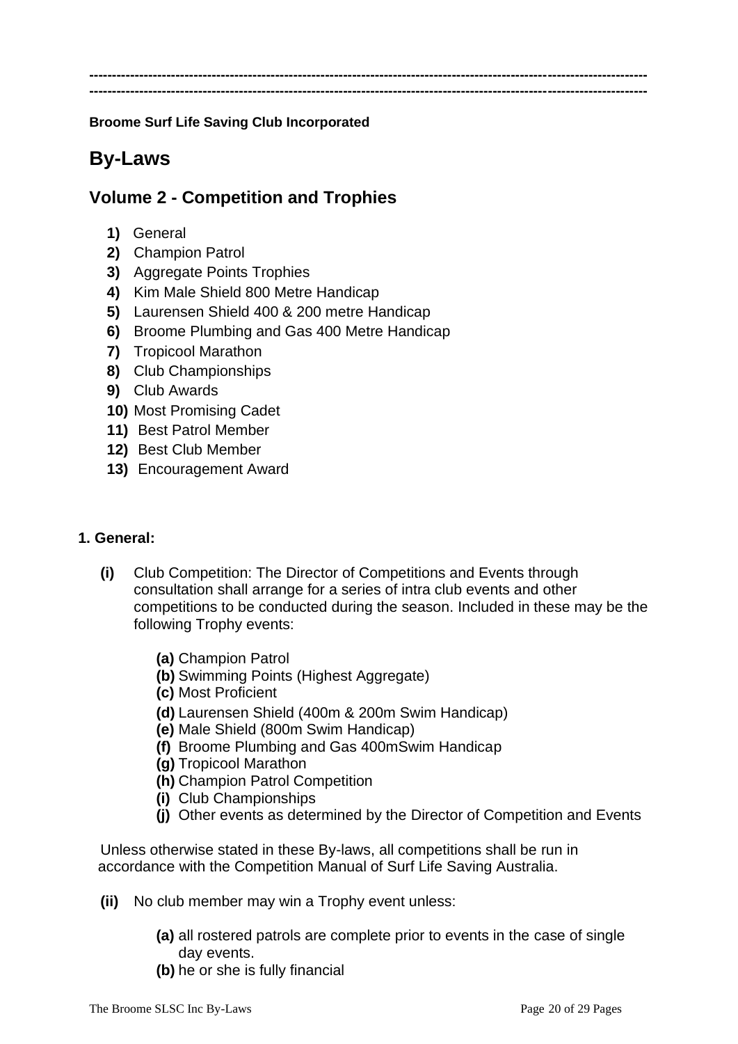Broome Surf Life Saving Club Incorporated

# By-Laws

## Volume 2 - Competition and Trophies

1) General
2) Champion Patrol
3) Aggregate Points Trophies
4) Kim Male Shield 800 Metre Handicap
5) Laurensen Shield 400 & 200 metre Handicap
6) Broome Plumbing and Gas 400 Metre Handicap
7) Tropicool Marathon
8) Club Championships
9) Club Awards
10) Most Promising Cadet
11) Best Patrol Member
12) Best Club Member
13) Encouragement Award

### 1. General:

**(i)** Club Competition: The Director of Competitions and Events through consultation shall arrange for a series of intra club events and other competitions to be conducted during the season. Included in these may be the following Trophy events:

- **(a)** Champion Patrol
- **(b)** Swimming Points (Highest Aggregate)
- **(c)** Most Proficient
- **(d)** Laurensen Shield (400m & 200m Swim Handicap)
- **(e)** Male Shield (800m Swim Handicap)
- **(f)** Broome Plumbing and Gas 400mSwim Handicap
- **(g)** Tropicool Marathon
- **(h)** Champion Patrol Competition
- **(i)** Club Championships
- **(j)** Other events as determined by the Director of Competition and Events

Unless otherwise stated in these By-laws, all competitions shall be run in accordance with the Competition Manual of Surf Life Saving Australia.

**(ii)** No club member may win a Trophy event unless:

- **(a)** all rostered patrols are complete prior to events in the case of single day events.
- **(b)** he or she is fully financial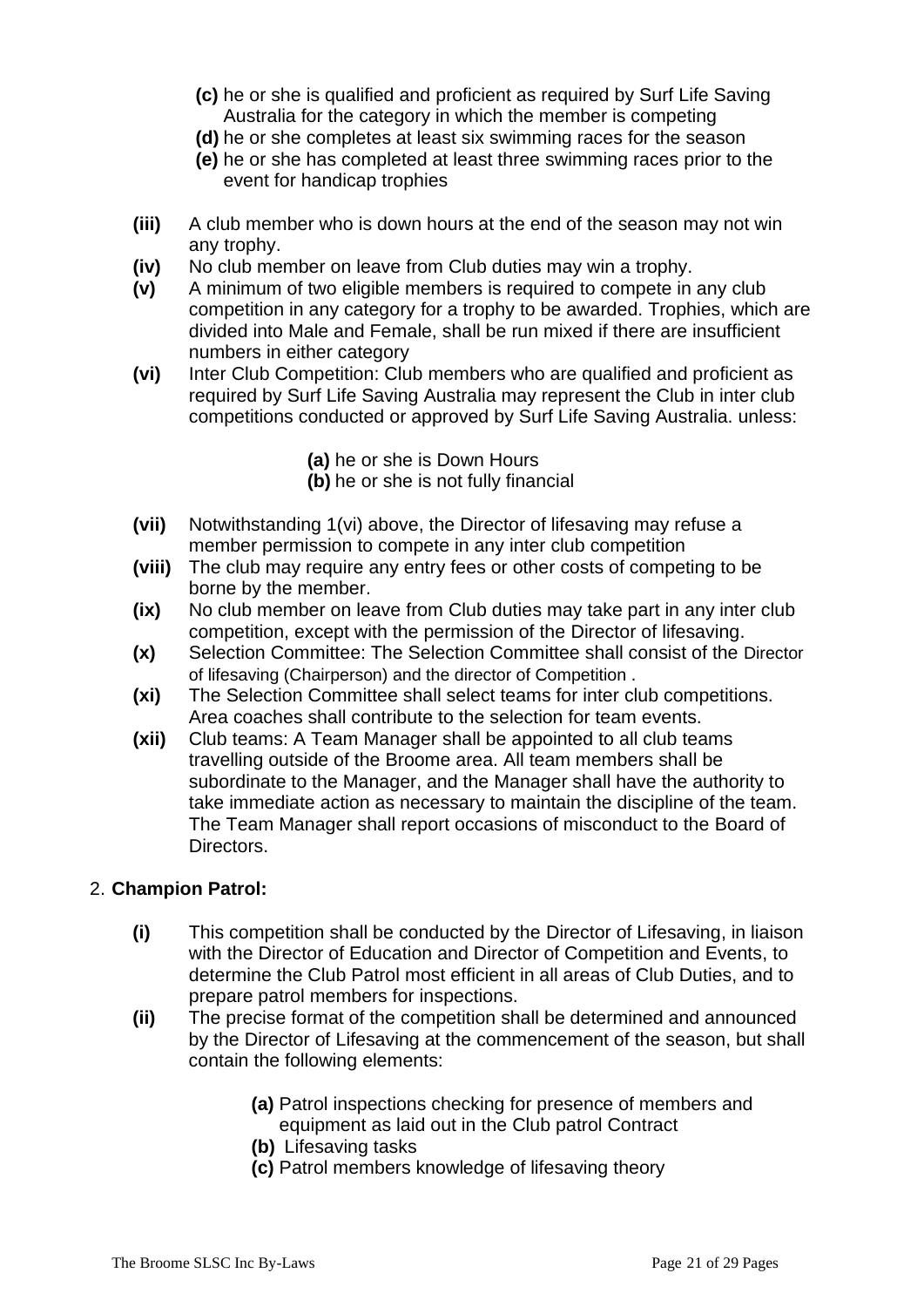- **(c)** he or she is qualified and proficient as required by Surf Life Saving Australia for the category in which the member is competing
- **(d)** he or she completes at least six swimming races for the season
- **(e)** he or she has completed at least three swimming races prior to the event for handicap trophies

**(iii)** A club member who is down hours at the end of the season may not win any trophy.

**(iv)** No club member on leave from Club duties may win a trophy.

**(v)** A minimum of two eligible members is required to compete in any club competition in any category for a trophy to be awarded. Trophies, which are divided into Male and Female, shall be run mixed if there are insufficient numbers in either category

**(vi)** Inter Club Competition: Club members who are qualified and proficient as required by Surf Life Saving Australia may represent the Club in inter club competitions conducted or approved by Surf Life Saving Australia. unless:

- **(a)** he or she is Down Hours
- **(b)** he or she is not fully financial

**(vii)** Notwithstanding 1(vi) above, the Director of lifesaving may refuse a member permission to compete in any inter club competition

**(viii)** The club may require any entry fees or other costs of competing to be borne by the member.

**(ix)** No club member on leave from Club duties may take part in any inter club competition, except with the permission of the Director of lifesaving.

**(x)** Selection Committee: The Selection Committee shall consist of the Director of lifesaving (Chairperson) and the director of Competition .

**(xi)** The Selection Committee shall select teams for inter club competitions. Area coaches shall contribute to the selection for team events.

**(xii)** Club teams: A Team Manager shall be appointed to all club teams travelling outside of the Broome area. All team members shall be subordinate to the Manager, and the Manager shall have the authority to take immediate action as necessary to maintain the discipline of the team. The Team Manager shall report occasions of misconduct to the Board of Directors.

2. **Champion Patrol:**

**(i)** This competition shall be conducted by the Director of Lifesaving, in liaison with the Director of Education and Director of Competition and Events, to determine the Club Patrol most efficient in all areas of Club Duties, and to prepare patrol members for inspections.

**(ii)** The precise format of the competition shall be determined and announced by the Director of Lifesaving at the commencement of the season, but shall contain the following elements:

- **(a)** Patrol inspections checking for presence of members and equipment as laid out in the Club patrol Contract
- **(b)** Lifesaving tasks
- **(c)** Patrol members knowledge of lifesaving theory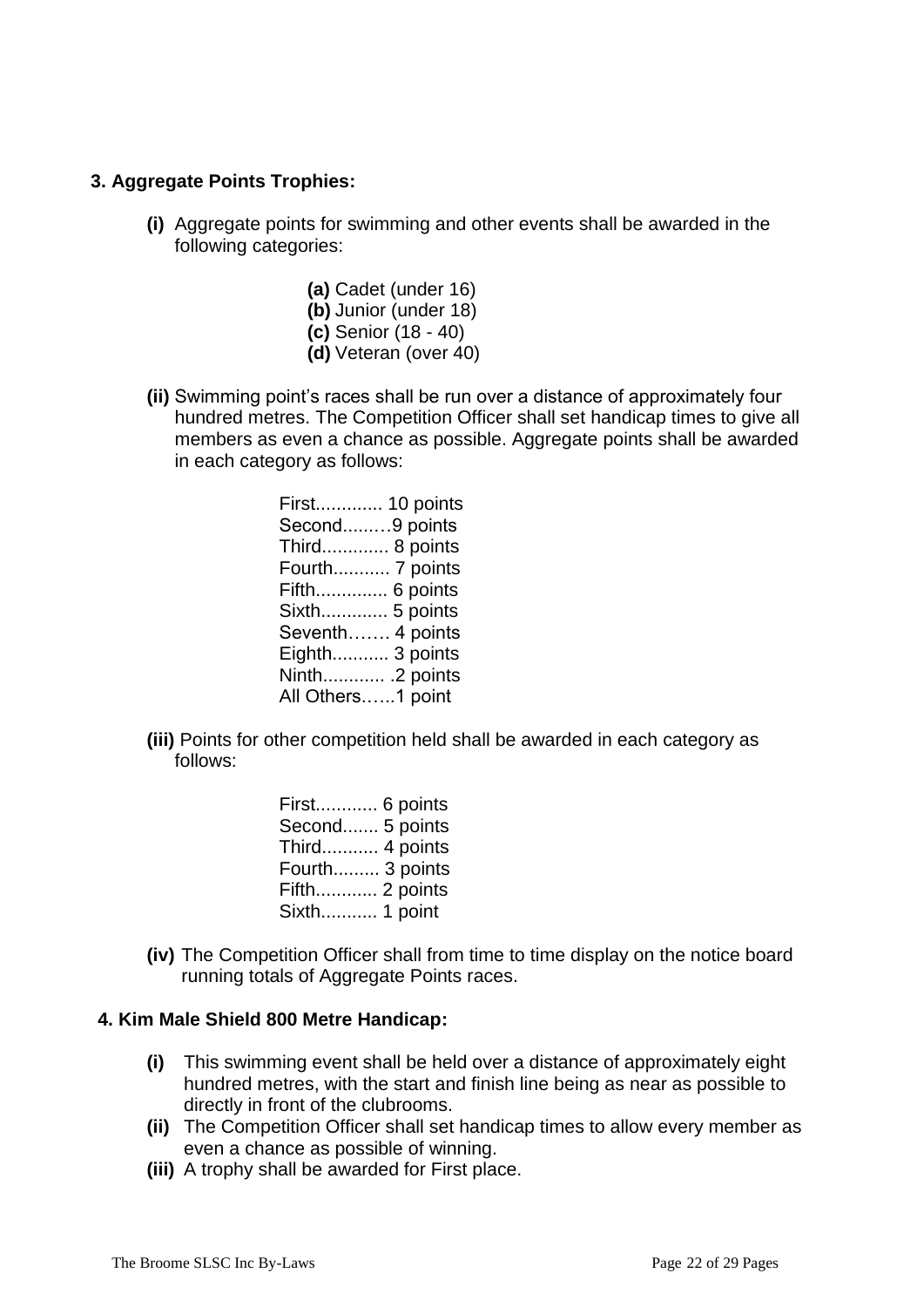**3. Aggregate Points Trophies:**

**(i)** Aggregate points for swimming and other events shall be awarded in the following categories:

**(a)** Cadet (under 16)
**(b)** Junior (under 18)
**(c)** Senior (18 - 40)
**(d)** Veteran (over 40)

**(ii)** Swimming point's races shall be run over a distance of approximately four hundred metres. The Competition Officer shall set handicap times to give all members as even a chance as possible. Aggregate points shall be awarded in each category as follows:

First............. 10 points
Second........9 points
Third............. 8 points
Fourth........... 7 points
Fifth.............. 6 points
Sixth............. 5 points
Seventh……. 4 points
Eighth........... 3 points
Ninth............ .2 points
All Others…...1 point

**(iii)** Points for other competition held shall be awarded in each category as follows:

First............ 6 points
Second....... 5 points
Third........... 4 points
Fourth......... 3 points
Fifth............ 2 points
Sixth........... 1 point

**(iv)** The Competition Officer shall from time to time display on the notice board running totals of Aggregate Points races.

**4. Kim Male Shield 800 Metre Handicap:**

**(i)** This swimming event shall be held over a distance of approximately eight hundred metres, with the start and finish line being as near as possible to directly in front of the clubrooms.
**(ii)** The Competition Officer shall set handicap times to allow every member as even a chance as possible of winning.
**(iii)** A trophy shall be awarded for First place.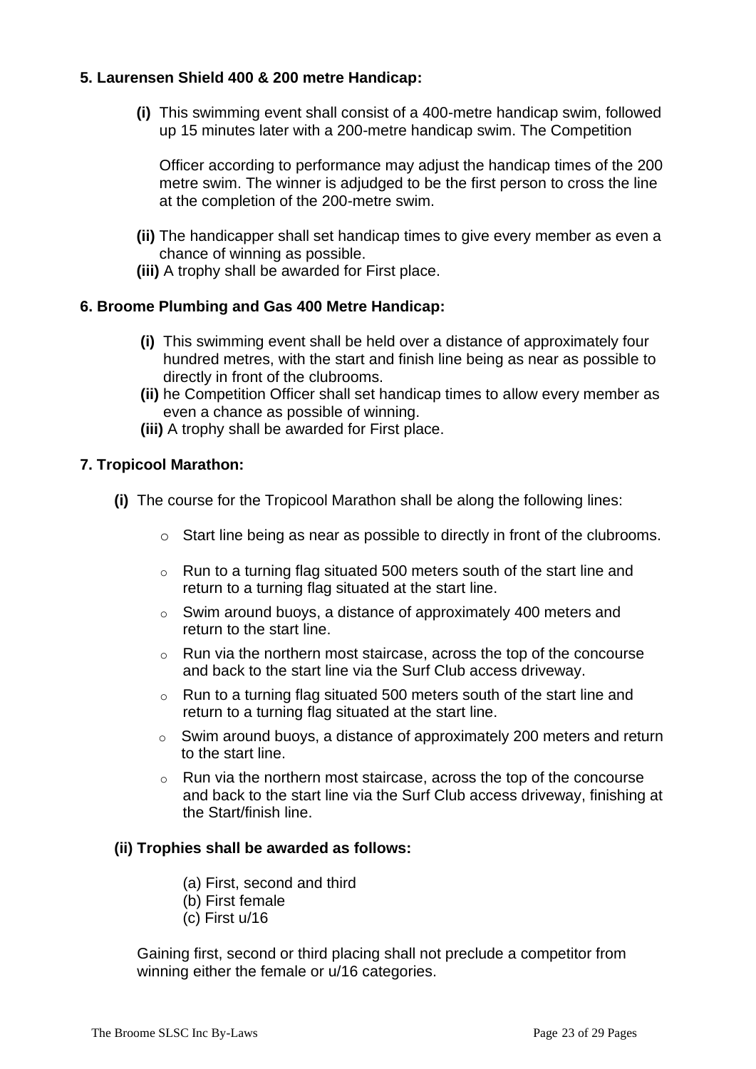**5. Laurensen Shield 400 & 200 metre Handicap:**

**(i)** This swimming event shall consist of a 400-metre handicap swim, followed up 15 minutes later with a 200-metre handicap swim. The Competition

Officer according to performance may adjust the handicap times of the 200 metre swim. The winner is adjudged to be the first person to cross the line at the completion of the 200-metre swim.

**(ii)** The handicapper shall set handicap times to give every member as even a chance of winning as possible.

**(iii)** A trophy shall be awarded for First place.

**6. Broome Plumbing and Gas 400 Metre Handicap:**

**(i)** This swimming event shall be held over a distance of approximately four hundred metres, with the start and finish line being as near as possible to directly in front of the clubrooms.

**(ii)** he Competition Officer shall set handicap times to allow every member as even a chance as possible of winning.

**(iii)** A trophy shall be awarded for First place.

**7. Tropicool Marathon:**

**(i)** The course for the Tropicool Marathon shall be along the following lines:

- Start line being as near as possible to directly in front of the clubrooms.
- Run to a turning flag situated 500 meters south of the start line and return to a turning flag situated at the start line.
- Swim around buoys, a distance of approximately 400 meters and return to the start line.
- Run via the northern most staircase, across the top of the concourse and back to the start line via the Surf Club access driveway.
- Run to a turning flag situated 500 meters south of the start line and return to a turning flag situated at the start line.
- Swim around buoys, a distance of approximately 200 meters and return to the start line.
- Run via the northern most staircase, across the top of the concourse and back to the start line via the Surf Club access driveway, finishing at the Start/finish line.

**(ii) Trophies shall be awarded as follows:**

(a) First, second and third
(b) First female
(c) First u/16

Gaining first, second or third placing shall not preclude a competitor from winning either the female or u/16 categories.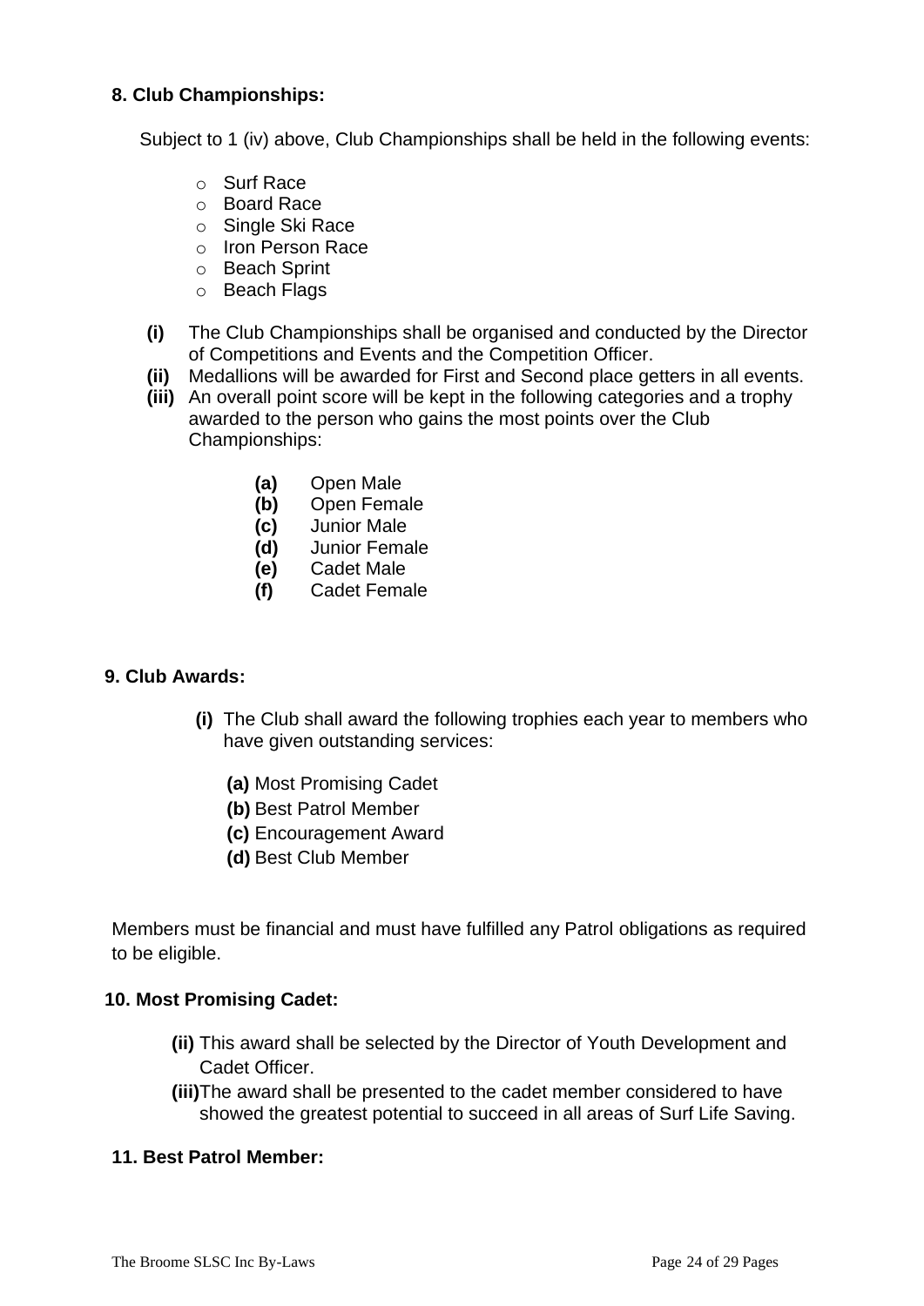**8. Club Championships:**

Subject to 1 (iv) above, Club Championships shall be held in the following events:

- Surf Race
- Board Race
- Single Ski Race
- Iron Person Race
- Beach Sprint
- Beach Flags

**(i)** The Club Championships shall be organised and conducted by the Director of Competitions and Events and the Competition Officer.

**(ii)** Medallions will be awarded for First and Second place getters in all events.

**(iii)** An overall point score will be kept in the following categories and a trophy awarded to the person who gains the most points over the Club Championships:

**(a)** Open Male
**(b)** Open Female
**(c)** Junior Male
**(d)** Junior Female
**(e)** Cadet Male
**(f)** Cadet Female

**9. Club Awards:**

**(i)** The Club shall award the following trophies each year to members who have given outstanding services:

**(a)** Most Promising Cadet
**(b)** Best Patrol Member
**(c)** Encouragement Award
**(d)** Best Club Member

Members must be financial and must have fulfilled any Patrol obligations as required to be eligible.

**10. Most Promising Cadet:**

**(ii)** This award shall be selected by the Director of Youth Development and Cadet Officer.

**(iii)** The award shall be presented to the cadet member considered to have showed the greatest potential to succeed in all areas of Surf Life Saving.

**11. Best Patrol Member:**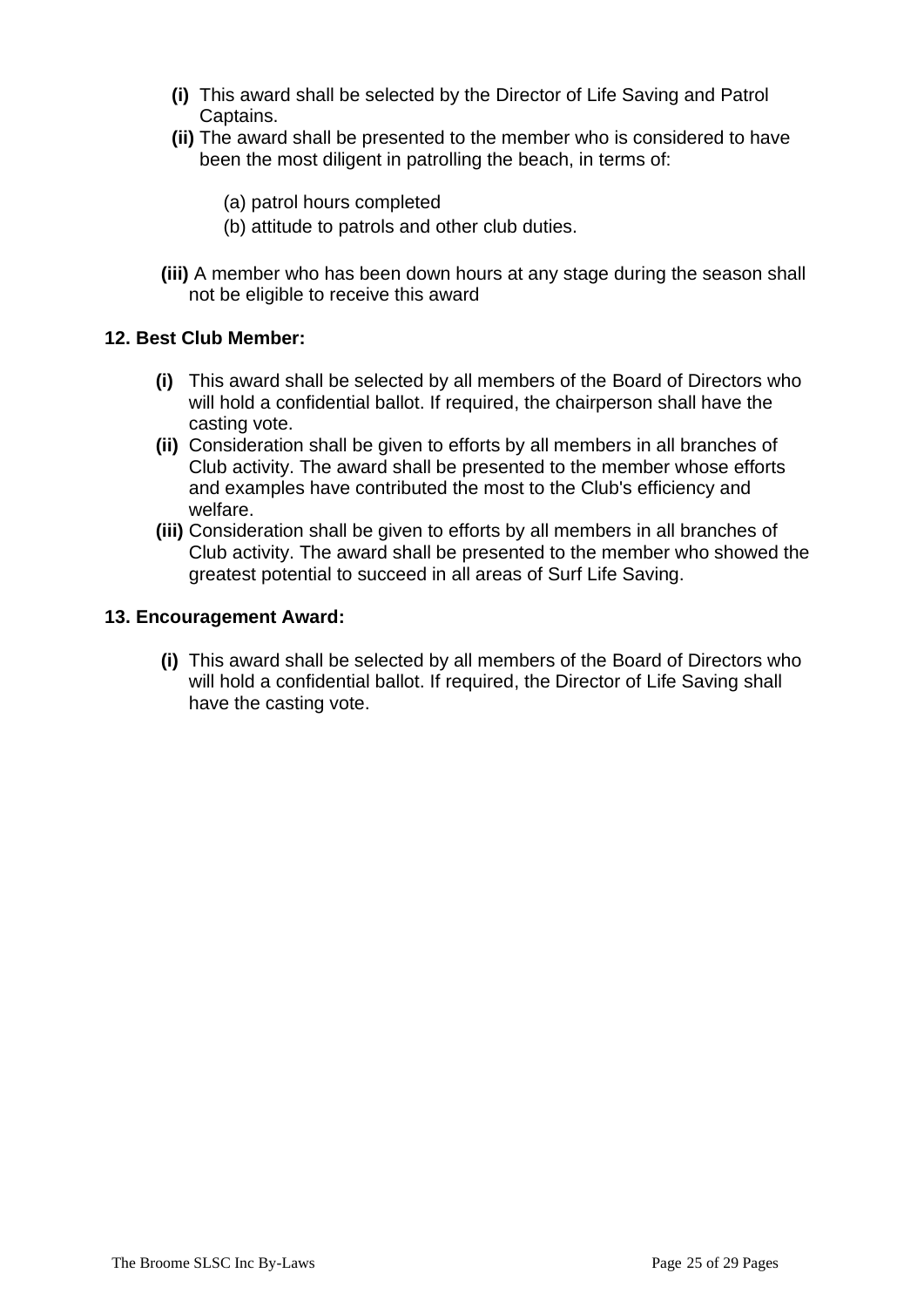**(i)** This award shall be selected by the Director of Life Saving and Patrol Captains.

**(ii)** The award shall be presented to the member who is considered to have been the most diligent in patrolling the beach, in terms of:

(a) patrol hours completed
(b) attitude to patrols and other club duties.

**(iii)** A member who has been down hours at any stage during the season shall not be eligible to receive this award

**12. Best Club Member:**

**(i)** This award shall be selected by all members of the Board of Directors who will hold a confidential ballot. If required, the chairperson shall have the casting vote.

**(ii)** Consideration shall be given to efforts by all members in all branches of Club activity. The award shall be presented to the member whose efforts and examples have contributed the most to the Club's efficiency and welfare.

**(iii)** Consideration shall be given to efforts by all members in all branches of Club activity. The award shall be presented to the member who showed the greatest potential to succeed in all areas of Surf Life Saving.

**13. Encouragement Award:**

**(i)** This award shall be selected by all members of the Board of Directors who will hold a confidential ballot. If required, the Director of Life Saving shall have the casting vote.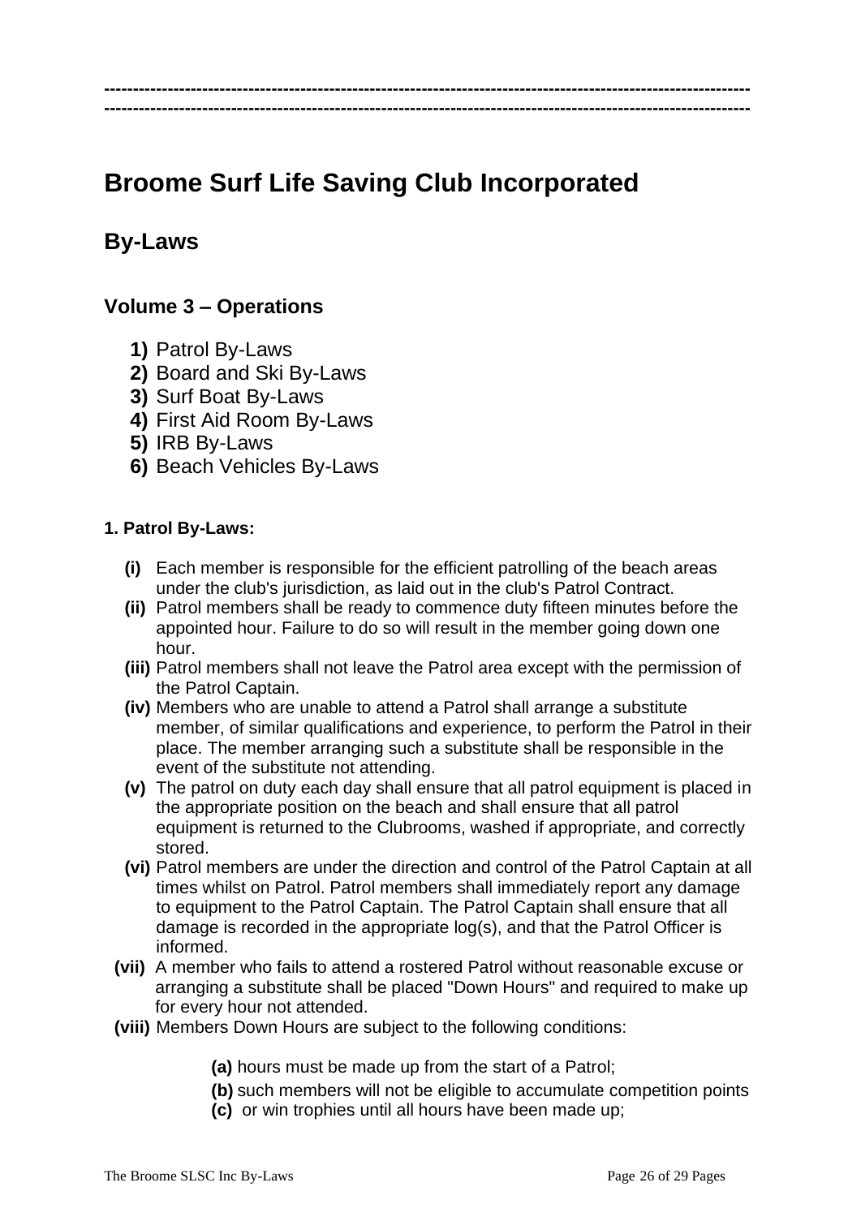# Broome Surf Life Saving Club Incorporated

## By-Laws

### Volume 3 – Operations

1) Patrol By-Laws
2) Board and Ski By-Laws
3) Surf Boat By-Laws
4) First Aid Room By-Laws
5) IRB By-Laws
6) Beach Vehicles By-Laws

#### 1. Patrol By-Laws:

- **(i)** Each member is responsible for the efficient patrolling of the beach areas under the club's jurisdiction, as laid out in the club's Patrol Contract.
- **(ii)** Patrol members shall be ready to commence duty fifteen minutes before the appointed hour. Failure to do so will result in the member going down one hour.
- **(iii)** Patrol members shall not leave the Patrol area except with the permission of the Patrol Captain.
- **(iv)** Members who are unable to attend a Patrol shall arrange a substitute member, of similar qualifications and experience, to perform the Patrol in their place. The member arranging such a substitute shall be responsible in the event of the substitute not attending.
- **(v)** The patrol on duty each day shall ensure that all patrol equipment is placed in the appropriate position on the beach and shall ensure that all patrol equipment is returned to the Clubrooms, washed if appropriate, and correctly stored.
- **(vi)** Patrol members are under the direction and control of the Patrol Captain at all times whilst on Patrol. Patrol members shall immediately report any damage to equipment to the Patrol Captain. The Patrol Captain shall ensure that all damage is recorded in the appropriate log(s), and that the Patrol Officer is informed.
- **(vii)** A member who fails to attend a rostered Patrol without reasonable excuse or arranging a substitute shall be placed "Down Hours" and required to make up for every hour not attended.
- **(viii)** Members Down Hours are subject to the following conditions:
  - **(a)** hours must be made up from the start of a Patrol;
  - **(b)** such members will not be eligible to accumulate competition points
  - **(c)** or win trophies until all hours have been made up;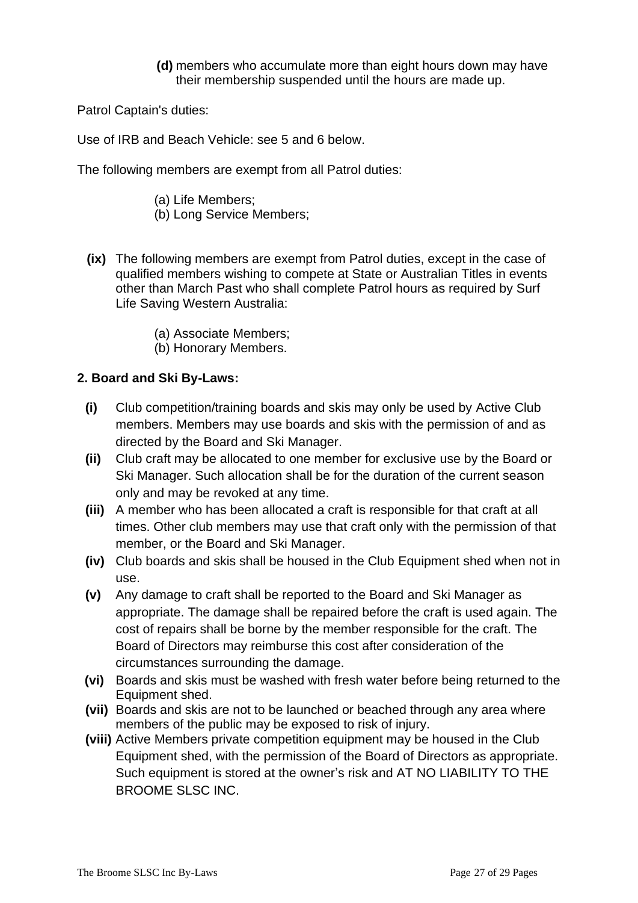**(d)** members who accumulate more than eight hours down may have their membership suspended until the hours are made up.

Patrol Captain's duties:

Use of IRB and Beach Vehicle: see 5 and 6 below.

The following members are exempt from all Patrol duties:

(a) Life Members;
(b) Long Service Members;

**(ix)** The following members are exempt from Patrol duties, except in the case of qualified members wishing to compete at State or Australian Titles in events other than March Past who shall complete Patrol hours as required by Surf Life Saving Western Australia:

(a) Associate Members;
(b) Honorary Members.

**2. Board and Ski By-Laws:**

**(i)** Club competition/training boards and skis may only be used by Active Club members. Members may use boards and skis with the permission of and as directed by the Board and Ski Manager.

**(ii)** Club craft may be allocated to one member for exclusive use by the Board or Ski Manager. Such allocation shall be for the duration of the current season only and may be revoked at any time.

**(iii)** A member who has been allocated a craft is responsible for that craft at all times. Other club members may use that craft only with the permission of that member, or the Board and Ski Manager.

**(iv)** Club boards and skis shall be housed in the Club Equipment shed when not in use.

**(v)** Any damage to craft shall be reported to the Board and Ski Manager as appropriate. The damage shall be repaired before the craft is used again. The cost of repairs shall be borne by the member responsible for the craft. The Board of Directors may reimburse this cost after consideration of the circumstances surrounding the damage.

**(vi)** Boards and skis must be washed with fresh water before being returned to the Equipment shed.

**(vii)** Boards and skis are not to be launched or beached through any area where members of the public may be exposed to risk of injury.

**(viii)** Active Members private competition equipment may be housed in the Club Equipment shed, with the permission of the Board of Directors as appropriate. Such equipment is stored at the owner's risk and AT NO LIABILITY TO THE BROOME SLSC INC.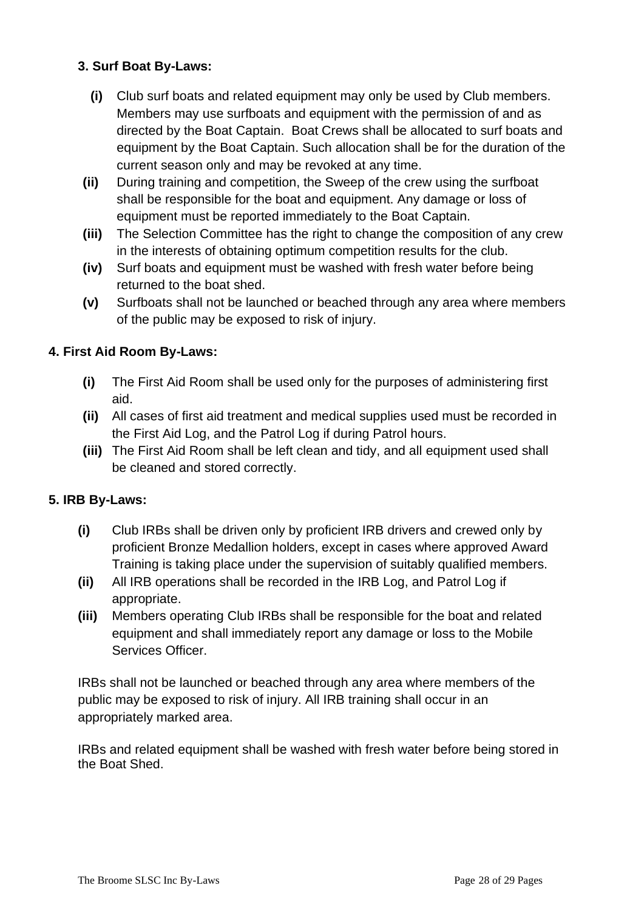### 3. Surf Boat By-Laws:

- **(i)** Club surf boats and related equipment may only be used by Club members. Members may use surfboats and equipment with the permission of and as directed by the Boat Captain. Boat Crews shall be allocated to surf boats and equipment by the Boat Captain. Such allocation shall be for the duration of the current season only and may be revoked at any time.
- **(ii)** During training and competition, the Sweep of the crew using the surfboat shall be responsible for the boat and equipment. Any damage or loss of equipment must be reported immediately to the Boat Captain.
- **(iii)** The Selection Committee has the right to change the composition of any crew in the interests of obtaining optimum competition results for the club.
- **(iv)** Surf boats and equipment must be washed with fresh water before being returned to the boat shed.
- **(v)** Surfboats shall not be launched or beached through any area where members of the public may be exposed to risk of injury.

### 4. First Aid Room By-Laws:

- **(i)** The First Aid Room shall be used only for the purposes of administering first aid.
- **(ii)** All cases of first aid treatment and medical supplies used must be recorded in the First Aid Log, and the Patrol Log if during Patrol hours.
- **(iii)** The First Aid Room shall be left clean and tidy, and all equipment used shall be cleaned and stored correctly.

### 5. IRB By-Laws:

- **(i)** Club IRBs shall be driven only by proficient IRB drivers and crewed only by proficient Bronze Medallion holders, except in cases where approved Award Training is taking place under the supervision of suitably qualified members.
- **(ii)** All IRB operations shall be recorded in the IRB Log, and Patrol Log if appropriate.
- **(iii)** Members operating Club IRBs shall be responsible for the boat and related equipment and shall immediately report any damage or loss to the Mobile Services Officer.

IRBs shall not be launched or beached through any area where members of the public may be exposed to risk of injury. All IRB training shall occur in an appropriately marked area.

IRBs and related equipment shall be washed with fresh water before being stored in the Boat Shed.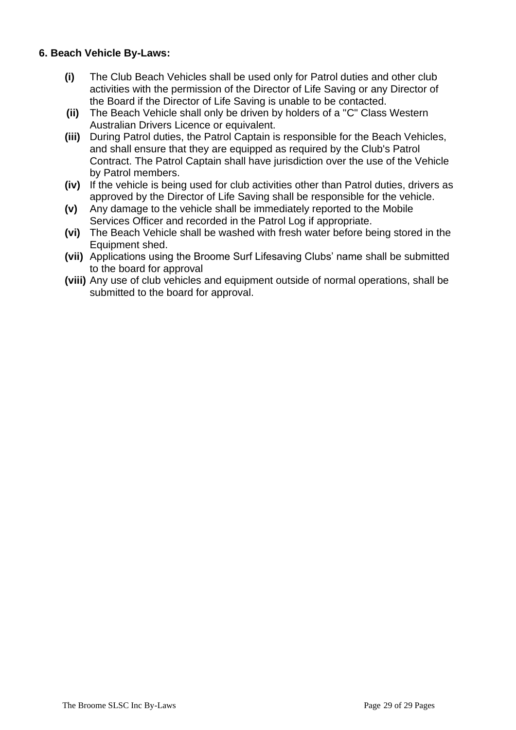### 6. Beach Vehicle By-Laws:

**(i)** The Club Beach Vehicles shall be used only for Patrol duties and other club activities with the permission of the Director of Life Saving or any Director of the Board if the Director of Life Saving is unable to be contacted.

**(ii)** The Beach Vehicle shall only be driven by holders of a "C" Class Western Australian Drivers Licence or equivalent.

**(iii)** During Patrol duties, the Patrol Captain is responsible for the Beach Vehicles, and shall ensure that they are equipped as required by the Club's Patrol Contract. The Patrol Captain shall have jurisdiction over the use of the Vehicle by Patrol members.

**(iv)** If the vehicle is being used for club activities other than Patrol duties, drivers as approved by the Director of Life Saving shall be responsible for the vehicle.

**(v)** Any damage to the vehicle shall be immediately reported to the Mobile Services Officer and recorded in the Patrol Log if appropriate.

**(vi)** The Beach Vehicle shall be washed with fresh water before being stored in the Equipment shed.

**(vii)** Applications using the Broome Surf Lifesaving Clubs' name shall be submitted to the board for approval

**(viii)** Any use of club vehicles and equipment outside of normal operations, shall be submitted to the board for approval.